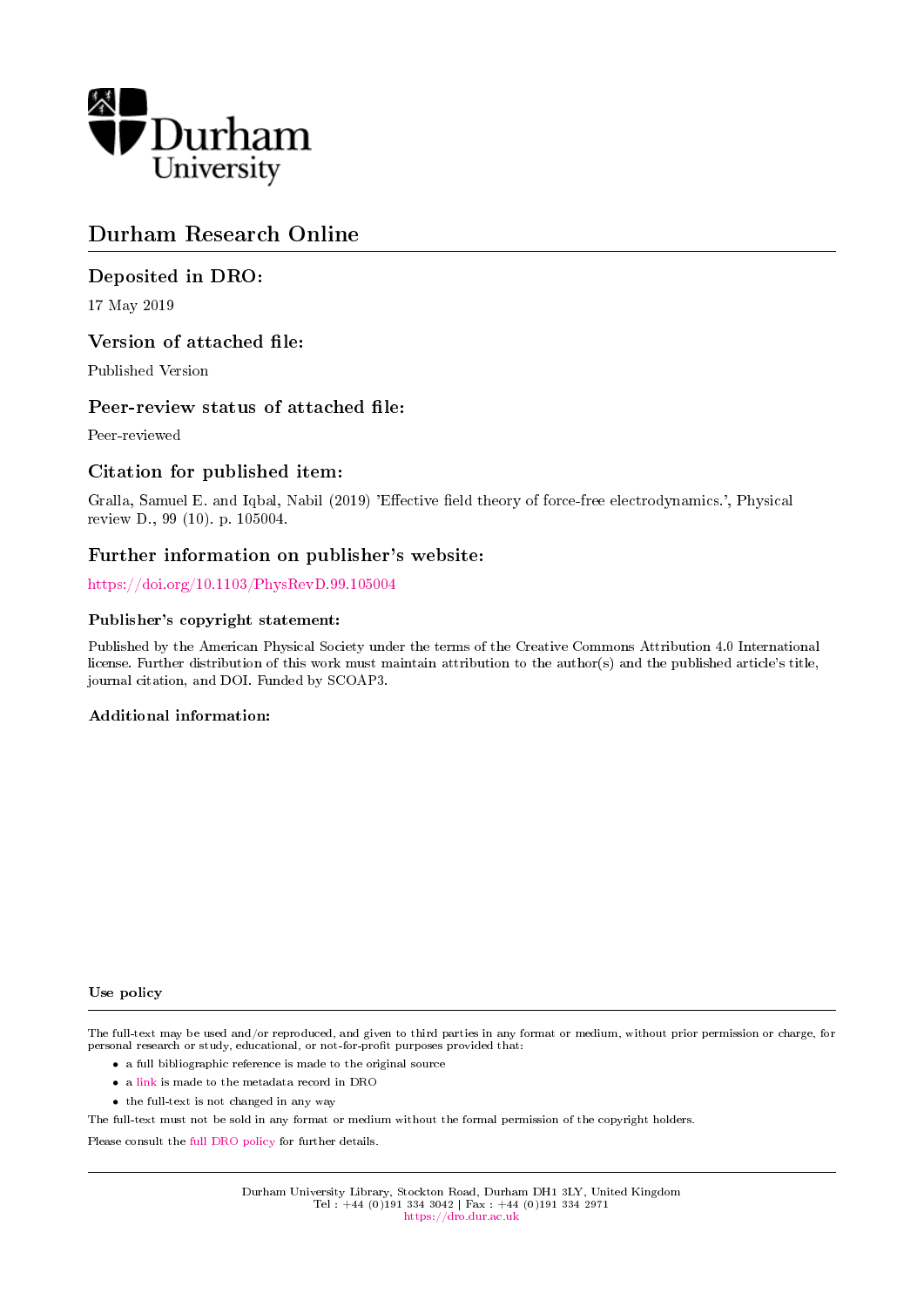Durham University

# Durham Research Online

### Deposited in DRO:

17 May 2019

### Version of attached file:

Published Version

### Peer-review status of attached file:

Peer-reviewed

### Citation for published item:

Gralla, Samuel E. and Iqbal, Nabil (2019) 'Effective field theory of force-free electrodynamics.', Physical review D., 99 (10). p. 105004.

### Further information on publisher's website:

https://doi.org/10.1103/PhysRevD.99.105004

#### Publisher's copyright statement:

Published by the American Physical Society under the terms of the Creative Commons Attribution 4.0 International license. Further distribution of this work must maintain attribution to the author(s) and the published article's title, journal citation, and DOI. Funded by SCOAP3.

#### Additional information:

#### Use policy

The full-text may be used and/or reproduced, and given to third parties in any format or medium, without prior permission or charge, for personal research or study, educational, or not-for-profit purposes provided that:

- a full bibliographic reference is made to the original source
- a link is made to the metadata record in DRO
- the full-text is not changed in any way

The full-text must not be sold in any format or medium without the formal permission of the copyright holders.

Please consult the full DRO policy for further details.

Durham University Library, Stockton Road, Durham DH1 3LY, United Kingdom
Tel : +44 (0)191 334 3042 | Fax : +44 (0)191 334 2971
https://dro.dur.ac.uk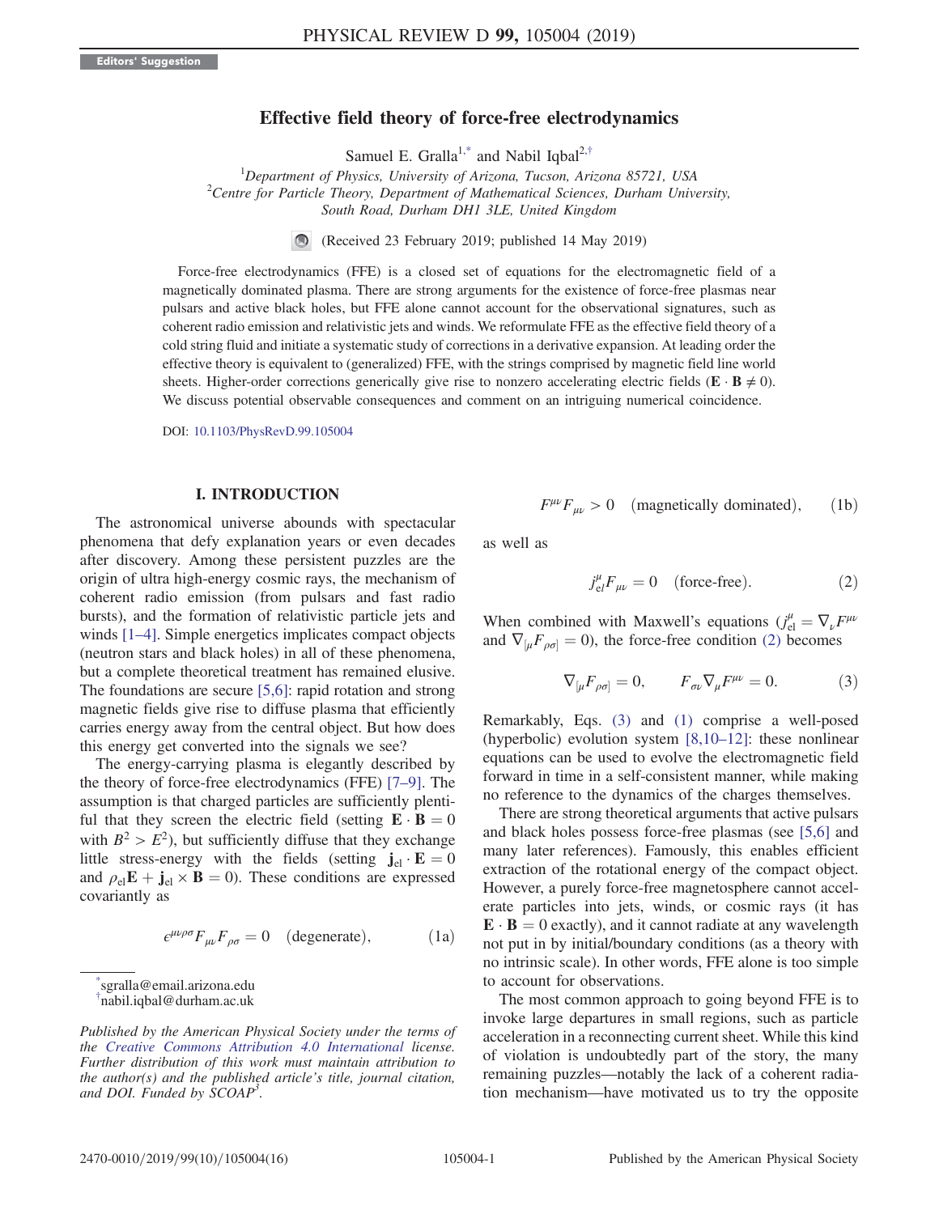# Effective field theory of force-free electrodynamics

Samuel E. Gralla[1,*] and Nabil Iqbal[2,†]

[1]*Department of Physics, University of Arizona, Tucson, Arizona 85721, USA*
[2]*Centre for Particle Theory, Department of Mathematical Sciences, Durham University, South Road, Durham DH1 3LE, United Kingdom*

(Received 23 February 2019; published 14 May 2019)

Force-free electrodynamics (FFE) is a closed set of equations for the electromagnetic field of a magnetically dominated plasma. There are strong arguments for the existence of force-free plasmas near pulsars and active black holes, but FFE alone cannot account for the observational signatures, such as coherent radio emission and relativistic jets and winds. We reformulate FFE as the effective field theory of a cold string fluid and initiate a systematic study of corrections in a derivative expansion. At leading order the effective theory is equivalent to (generalized) FFE, with the strings comprised by magnetic field line world sheets. Higher-order corrections generically give rise to nonzero accelerating electric fields ($\mathbf{E} \cdot \mathbf{B} \neq 0$). We discuss potential observable consequences and comment on an intriguing numerical coincidence.

DOI: 10.1103/PhysRevD.99.105004

## I. INTRODUCTION

The astronomical universe abounds with spectacular phenomena that defy explanation years or even decades after discovery. Among these persistent puzzles are the origin of ultra high-energy cosmic rays, the mechanism of coherent radio emission (from pulsars and fast radio bursts), and the formation of relativistic particle jets and winds [1–4]. Simple energetics implicates compact objects (neutron stars and black holes) in all of these phenomena, but a complete theoretical treatment has remained elusive. The foundations are secure [5,6]: rapid rotation and strong magnetic fields give rise to diffuse plasma that efficiently carries energy away from the central object. But how does this energy get converted into the signals we see?

The energy-carrying plasma is elegantly described by the theory of force-free electrodynamics (FFE) [7–9]. The assumption is that charged particles are sufficiently plentiful that they screen the electric field (setting $\mathbf{E} \cdot \mathbf{B} = 0$ with $B^2 > E^2$), but sufficiently diffuse that they exchange little stress-energy with the fields (setting $\mathbf{j}_{\rm el} \cdot \mathbf{E} = 0$ and $\rho_{\rm el}\mathbf{E} + \mathbf{j}_{\rm el} \times \mathbf{B} = 0$). These conditions are expressed covariantly as

$$\epsilon^{\mu\nu\rho\sigma} F_{\mu\nu} F_{\rho\sigma} = 0 \quad \text{(degenerate)}, \tag{1a}$$

$$F^{\mu\nu} F_{\mu\nu} > 0 \quad \text{(magnetically dominated)}, \tag{1b}$$

as well as

$$j^{\mu}_{\rm el} F_{\mu\nu} = 0 \quad \text{(force-free)}. \tag{2}$$

When combined with Maxwell's equations ($j^{\mu}_{\rm el} = \nabla_\nu F^{\mu\nu}$ and $\nabla_{[\mu} F_{\rho\sigma]} = 0$), the force-free condition (2) becomes

$$\nabla_{[\mu} F_{\rho\sigma]} = 0, \qquad F_{\sigma\nu} \nabla_\mu F^{\mu\nu} = 0. \tag{3}$$

Remarkably, Eqs. (3) and (1) comprise a well-posed (hyperbolic) evolution system [8,10–12]: these nonlinear equations can be used to evolve the electromagnetic field forward in time in a self-consistent manner, while making no reference to the dynamics of the charges themselves.

There are strong theoretical arguments that active pulsars and black holes possess force-free plasmas (see [5,6] and many later references). Famously, this enables efficient extraction of the rotational energy of the compact object. However, a purely force-free magnetosphere cannot accelerate particles into jets, winds, or cosmic rays (it has $\mathbf{E} \cdot \mathbf{B} = 0$ exactly), and it cannot radiate at any wavelength not put in by initial/boundary conditions (as a theory with no intrinsic scale). In other words, FFE alone is too simple to account for observations.

The most common approach to going beyond FFE is to invoke large departures in small regions, such as particle acceleration in a reconnecting current sheet. While this kind of violation is undoubtedly part of the story, the many remaining puzzles—notably the lack of a coherent radiation mechanism—have motivated us to try the opposite

---

[*] sgralla@email.arizona.edu
[†] nabil.iqbal@durham.ac.uk

*Published by the American Physical Society under the terms of the Creative Commons Attribution 4.0 International license. Further distribution of this work must maintain attribution to the author(s) and the published article's title, journal citation, and DOI. Funded by SCOAP[3].*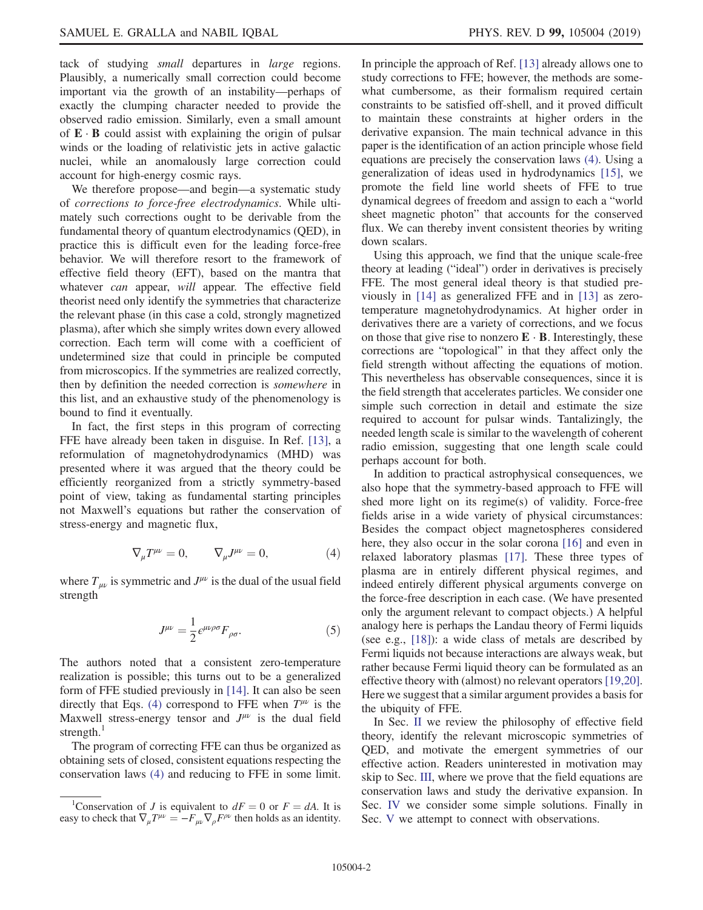tack of studying *small* departures in *large* regions. Plausibly, a numerically small correction could become important via the growth of an instability—perhaps of exactly the clumping character needed to produce the observed radio emission. Similarly, even a small amount of $\mathbf{E}\cdot\mathbf{B}$ could assist with explaining the origin of pulsar winds or the loading of relativistic jets in active galactic nuclei, while an anomalously large correction could account for high-energy cosmic rays.

We therefore propose—and begin—a systematic study of *corrections to force-free electrodynamics*. While ultimately such corrections ought to be derivable from the fundamental theory of quantum electrodynamics (QED), in practice this is difficult even for the leading force-free behavior. We will therefore resort to the framework of effective field theory (EFT), based on the mantra that whatever *can* appear, *will* appear. The effective field theorist need only identify the symmetries that characterize the relevant phase (in this case a cold, strongly magnetized plasma), after which she simply writes down every allowed correction. Each term will come with a coefficient of undetermined size that could in principle be computed from microscopics. If the symmetries are realized correctly, then by definition the needed correction is *somewhere* in this list, and an exhaustive study of the phenomenology is bound to find it eventually.

In fact, the first steps in this program of correcting FFE have already been taken in disguise. In Ref. [13], a reformulation of magnetohydrodynamics (MHD) was presented where it was argued that the theory could be efficiently reorganized from a strictly symmetry-based point of view, taking as fundamental starting principles not Maxwell's equations but rather the conservation of stress-energy and magnetic flux,

$$\nabla_\mu T^{\mu\nu} = 0, \qquad \nabla_\mu J^{\mu\nu} = 0, \tag{4}$$

where $T_{\mu\nu}$ is symmetric and $J^{\mu\nu}$ is the dual of the usual field strength

$$J^{\mu\nu} = \frac{1}{2}\epsilon^{\mu\nu\rho\sigma}F_{\rho\sigma}. \tag{5}$$

The authors noted that a consistent zero-temperature realization is possible; this turns out to be a generalized form of FFE studied previously in [14]. It can also be seen directly that Eqs. (4) correspond to FFE when $T^{\mu\nu}$ is the Maxwell stress-energy tensor and $J^{\mu\nu}$ is the dual field strength.[1]

The program of correcting FFE can thus be organized as obtaining sets of closed, consistent equations respecting the conservation laws (4) and reducing to FFE in some limit. In principle the approach of Ref. [13] already allows one to study corrections to FFE; however, the methods are somewhat cumbersome, as their formalism required certain constraints to be satisfied off-shell, and it proved difficult to maintain these constraints at higher orders in the derivative expansion. The main technical advance in this paper is the identification of an action principle whose field equations are precisely the conservation laws (4). Using a generalization of ideas used in hydrodynamics [15], we promote the field line world sheets of FFE to true dynamical degrees of freedom and assign to each a "world sheet magnetic photon" that accounts for the conserved flux. We can thereby invent consistent theories by writing down scalars.

Using this approach, we find that the unique scale-free theory at leading ("ideal") order in derivatives is precisely FFE. The most general ideal theory is that studied previously in [14] as generalized FFE and in [13] as zero-temperature magnetohydrodynamics. At higher order in derivatives there are a variety of corrections, and we focus on those that give rise to nonzero $\mathbf{E}\cdot\mathbf{B}$. Interestingly, these corrections are "topological" in that they affect only the field strength without affecting the equations of motion. This nevertheless has observable consequences, since it is the field strength that accelerates particles. We consider one simple such correction in detail and estimate the size required to account for pulsar winds. Tantalizingly, the needed length scale is similar to the wavelength of coherent radio emission, suggesting that one length scale could perhaps account for both.

In addition to practical astrophysical consequences, we also hope that the symmetry-based approach to FFE will shed more light on its regime(s) of validity. Force-free fields arise in a wide variety of physical circumstances: Besides the compact object magnetospheres considered here, they also occur in the solar corona [16] and even in relaxed laboratory plasmas [17]. These three types of plasma are in entirely different physical regimes, and indeed entirely different physical arguments converge on the force-free description in each case. (We have presented only the argument relevant to compact objects.) A helpful analogy here is perhaps the Landau theory of Fermi liquids (see e.g., [18]): a wide class of metals are described by Fermi liquids not because interactions are always weak, but rather because Fermi liquid theory can be formulated as an effective theory with (almost) no relevant operators [19,20]. Here we suggest that a similar argument provides a basis for the ubiquity of FFE.

In Sec. II we review the philosophy of effective field theory, identify the relevant microscopic symmetries of QED, and motivate the emergent symmetries of our effective action. Readers uninterested in motivation may skip to Sec. III, where we prove that the field equations are conservation laws and study the derivative expansion. In Sec. IV we consider some simple solutions. Finally in Sec. V we attempt to connect with observations.

[1] Conservation of $J$ is equivalent to $dF = 0$ or $F = dA$. It is easy to check that $\nabla_\mu T^{\mu\nu} = -F_{\mu\nu}\nabla_\rho F^{\rho\nu}$ then holds as an identity.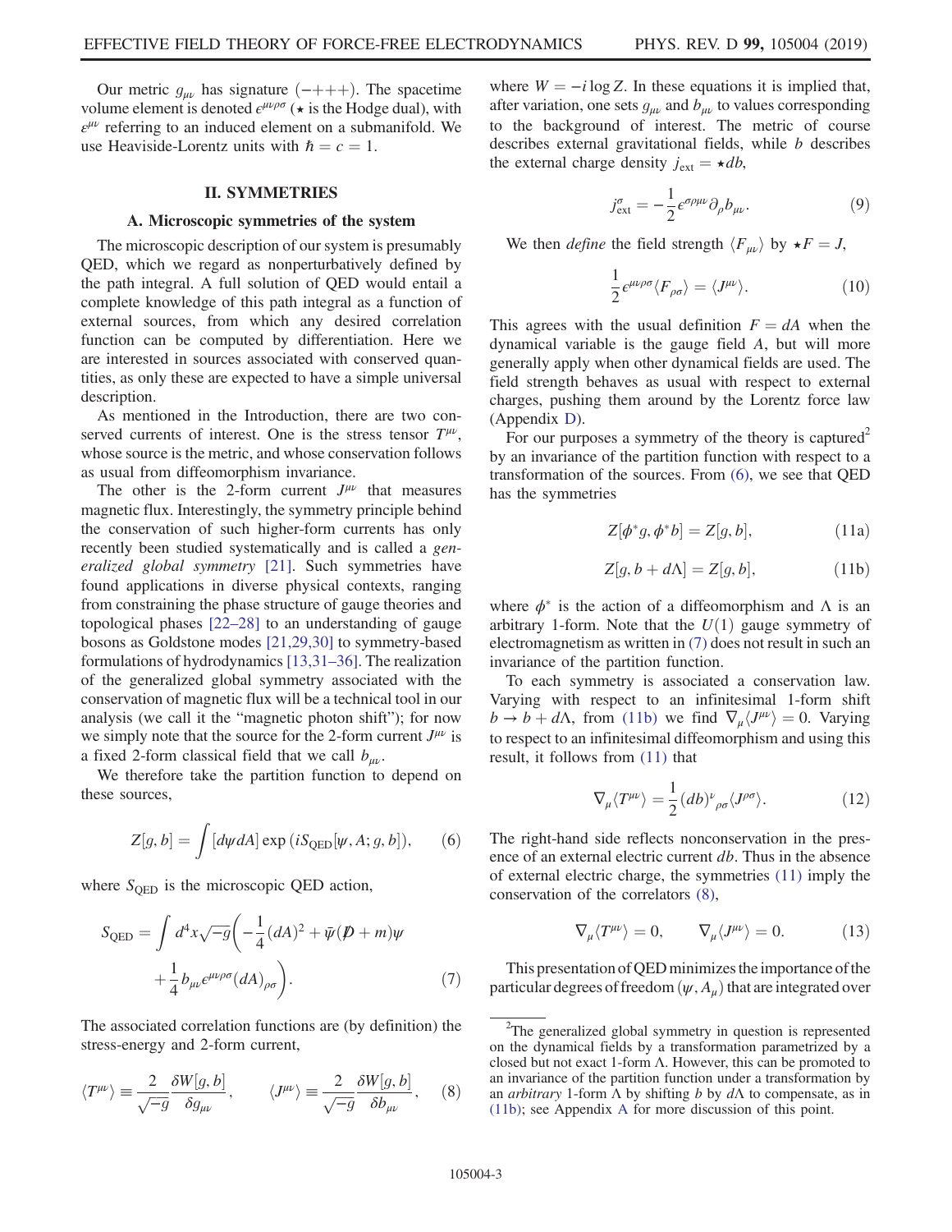Our metric $g_{\mu\nu}$ has signature $(-+++)$. The spacetime volume element is denoted $\epsilon^{\mu\nu\rho\sigma}$ ($\star$ is the Hodge dual), with $\varepsilon^{\mu\nu}$ referring to an induced element on a submanifold. We use Heaviside-Lorentz units with $\hbar = c = 1$.

## II. SYMMETRIES

### A. Microscopic symmetries of the system

The microscopic description of our system is presumably QED, which we regard as nonperturbatively defined by the path integral. A full solution of QED would entail a complete knowledge of this path integral as a function of external sources, from which any desired correlation function can be computed by differentiation. Here we are interested in sources associated with conserved quantities, as only these are expected to have a simple universal description.

As mentioned in the Introduction, there are two conserved currents of interest. One is the stress tensor $T^{\mu\nu}$, whose source is the metric, and whose conservation follows as usual from diffeomorphism invariance.

The other is the 2-form current $J^{\mu\nu}$ that measures magnetic flux. Interestingly, the symmetry principle behind the conservation of such higher-form currents has only recently been studied systematically and is called a *generalized global symmetry* [21]. Such symmetries have found applications in diverse physical contexts, ranging from constraining the phase structure of gauge theories and topological phases [22–28] to an understanding of gauge bosons as Goldstone modes [21,29,30] to symmetry-based formulations of hydrodynamics [13,31–36]. The realization of the generalized global symmetry associated with the conservation of magnetic flux will be a technical tool in our analysis (we call it the "magnetic photon shift"); for now we simply note that the source for the 2-form current $J^{\mu\nu}$ is a fixed 2-form classical field that we call $b_{\mu\nu}$.

We therefore take the partition function to depend on these sources,

$$Z[g,b] = \int [d\psi dA] \exp\left(iS_{\mathrm{QED}}[\psi, A; g, b]\right), \tag{6}$$

where $S_{\mathrm{QED}}$ is the microscopic QED action,

$$S_{\mathrm{QED}} = \int d^4x\sqrt{-g}\bigg(-\frac{1}{4}(dA)^2 + \bar{\psi}(\not{D}+m)\psi + \frac{1}{4}b_{\mu\nu}\epsilon^{\mu\nu\rho\sigma}(dA)_{\rho\sigma}\bigg). \tag{7}$$

The associated correlation functions are (by definition) the stress-energy and 2-form current,

$$\langle T^{\mu\nu}\rangle \equiv \frac{2}{\sqrt{-g}}\frac{\delta W[g,b]}{\delta g_{\mu\nu}}, \qquad \langle J^{\mu\nu}\rangle \equiv \frac{2}{\sqrt{-g}}\frac{\delta W[g,b]}{\delta b_{\mu\nu}}, \tag{8}$$

where $W = -i\log Z$. In these equations it is implied that, after variation, one sets $g_{\mu\nu}$ and $b_{\mu\nu}$ to values corresponding to the background of interest. The metric of course describes external gravitational fields, while $b$ describes the external charge density $j_{\mathrm{ext}} = \star db$,

$$j^{\sigma}_{\mathrm{ext}} = -\frac{1}{2}\epsilon^{\sigma\rho\mu\nu}\partial_\rho b_{\mu\nu}. \tag{9}$$

We then *define* the field strength $\langle F_{\mu\nu}\rangle$ by $\star F = J$,

$$\frac{1}{2}\epsilon^{\mu\nu\rho\sigma}\langle F_{\rho\sigma}\rangle = \langle J^{\mu\nu}\rangle. \tag{10}$$

This agrees with the usual definition $F = dA$ when the dynamical variable is the gauge field $A$, but will more generally apply when other dynamical fields are used. The field strength behaves as usual with respect to external charges, pushing them around by the Lorentz force law (Appendix D).

For our purposes a symmetry of the theory is captured[2] by an invariance of the partition function with respect to a transformation of the sources. From (6), we see that QED has the symmetries

$$Z[\phi^* g, \phi^* b] = Z[g,b], \tag{11a}$$

$$Z[g, b + d\Lambda] = Z[g,b], \tag{11b}$$

where $\phi^*$ is the action of a diffeomorphism and $\Lambda$ is an arbitrary 1-form. Note that the $U(1)$ gauge symmetry of electromagnetism as written in (7) does not result in such an invariance of the partition function.

To each symmetry is associated a conservation law. Varying with respect to an infinitesimal 1-form shift $b \to b + d\Lambda$, from (11b) we find $\nabla_\mu\langle J^{\mu\nu}\rangle = 0$. Varying to respect to an infinitesimal diffeomorphism and using this result, it follows from (11) that

$$\nabla_\mu\langle T^{\mu\nu}\rangle = \frac{1}{2}(db)^{\nu}{}_{\rho\sigma}\langle J^{\rho\sigma}\rangle. \tag{12}$$

The right-hand side reflects nonconservation in the presence of an external electric current $db$. Thus in the absence of external electric charge, the symmetries (11) imply the conservation of the correlators (8),

$$\nabla_\mu\langle T^{\mu\nu}\rangle = 0, \qquad \nabla_\mu\langle J^{\mu\nu}\rangle = 0. \tag{13}$$

This presentation of QED minimizes the importance of the particular degrees of freedom $(\psi, A_\mu)$ that are integrated over

---

[2] The generalized global symmetry in question is represented on the dynamical fields by a transformation parametrized by a closed but not exact 1-form $\Lambda$. However, this can be promoted to an invariance of the partition function under a transformation by an *arbitrary* 1-form $\Lambda$ by shifting $b$ by $d\Lambda$ to compensate, as in (11b); see Appendix A for more discussion of this point.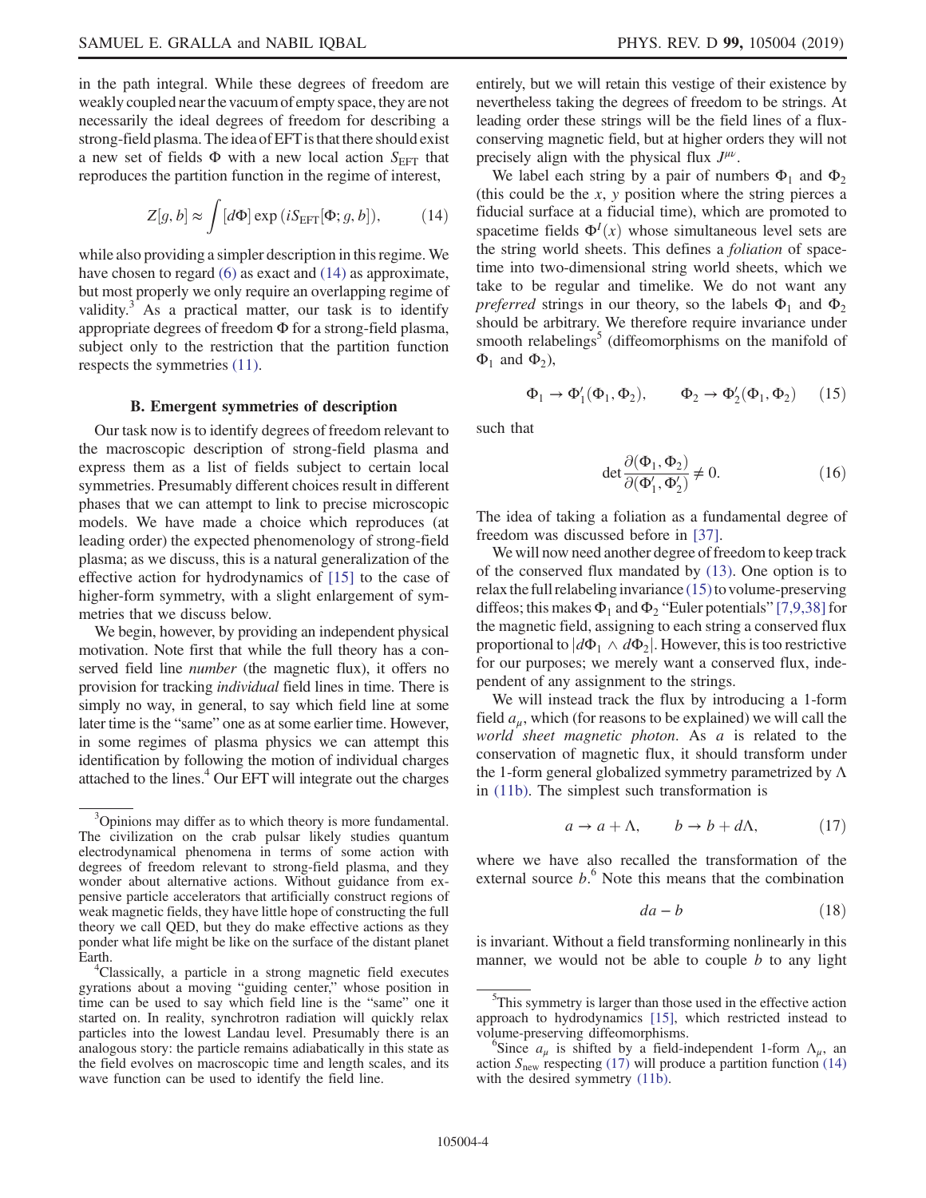in the path integral. While these degrees of freedom are weakly coupled near the vacuum of empty space, they are not necessarily the ideal degrees of freedom for describing a strong-field plasma. The idea of EFT is that there should exist a new set of fields $\Phi$ with a new local action $S_{\rm EFT}$ that reproduces the partition function in the regime of interest,

$$Z[g,b] \approx \int [d\Phi] \exp\left(iS_{\rm EFT}[\Phi; g, b]\right), \tag{14}$$

while also providing a simpler description in this regime. We have chosen to regard (6) as exact and (14) as approximate, but most properly we only require an overlapping regime of validity.[3] As a practical matter, our task is to identify appropriate degrees of freedom $\Phi$ for a strong-field plasma, subject only to the restriction that the partition function respects the symmetries (11).

### B. Emergent symmetries of description

Our task now is to identify degrees of freedom relevant to the macroscopic description of strong-field plasma and express them as a list of fields subject to certain local symmetries. Presumably different choices result in different phases that we can attempt to link to precise microscopic models. We have made a choice which reproduces (at leading order) the expected phenomenology of strong-field plasma; as we discuss, this is a natural generalization of the effective action for hydrodynamics of [15] to the case of higher-form symmetry, with a slight enlargement of symmetries that we discuss below.

We begin, however, by providing an independent physical motivation. Note first that while the full theory has a conserved field line *number* (the magnetic flux), it offers no provision for tracking *individual* field lines in time. There is simply no way, in general, to say which field line at some later time is the "same" one as at some earlier time. However, in some regimes of plasma physics we can attempt this identification by following the motion of individual charges attached to the lines.[4] Our EFT will integrate out the charges entirely, but we will retain this vestige of their existence by nevertheless taking the degrees of freedom to be strings. At leading order these strings will be the field lines of a flux-conserving magnetic field, but at higher orders they will not precisely align with the physical flux $J^{\mu\nu}$.

We label each string by a pair of numbers $\Phi_1$ and $\Phi_2$ (this could be the $x$, $y$ position where the string pierces a fiducial surface at a fiducial time), which are promoted to spacetime fields $\Phi^I(x)$ whose simultaneous level sets are the string world sheets. This defines a *foliation* of spacetime into two-dimensional string world sheets, which we take to be regular and timelike. We do not want any *preferred* strings in our theory, so the labels $\Phi_1$ and $\Phi_2$ should be arbitrary. We therefore require invariance under smooth relabelings[5] (diffeomorphisms on the manifold of $\Phi_1$ and $\Phi_2$),

$$\Phi_1 \to \Phi_1'(\Phi_1, \Phi_2), \qquad \Phi_2 \to \Phi_2'(\Phi_1, \Phi_2) \tag{15}$$

such that

$$\det \frac{\partial(\Phi_1, \Phi_2)}{\partial(\Phi_1', \Phi_2')} \neq 0. \tag{16}$$

The idea of taking a foliation as a fundamental degree of freedom was discussed before in [37].

We will now need another degree of freedom to keep track of the conserved flux mandated by (13). One option is to relax the full relabeling invariance (15) to volume-preserving diffeos; this makes $\Phi_1$ and $\Phi_2$ "Euler potentials" [7,9,38] for the magnetic field, assigning to each string a conserved flux proportional to $|d\Phi_1 \wedge d\Phi_2|$. However, this is too restrictive for our purposes; we merely want a conserved flux, independent of any assignment to the strings.

We will instead track the flux by introducing a 1-form field $a_\mu$, which (for reasons to be explained) we will call the *world sheet magnetic photon*. As $a$ is related to the conservation of magnetic flux, it should transform under the 1-form general globalized symmetry parametrized by $\Lambda$ in (11b). The simplest such transformation is

$$a \to a + \Lambda, \qquad b \to b + d\Lambda, \tag{17}$$

where we have also recalled the transformation of the external source $b$.[6] Note this means that the combination

$$da - b \tag{18}$$

is invariant. Without a field transforming nonlinearly in this manner, we would not be able to couple $b$ to any light

---

[3] Opinions may differ as to which theory is more fundamental. The civilization on the crab pulsar likely studies quantum electrodynamical phenomena in terms of some action with degrees of freedom relevant to strong-field plasma, and they wonder about alternative actions. Without guidance from expensive particle accelerators that artificially construct regions of weak magnetic fields, they have little hope of constructing the full theory we call QED, but they do make effective actions as they ponder what life might be like on the surface of the distant planet Earth.

[4] Classically, a particle in a strong magnetic field executes gyrations about a moving "guiding center," whose position in time can be used to say which field line is the "same" one it started on. In reality, synchrotron radiation will quickly relax particles into the lowest Landau level. Presumably there is an analogous story: the particle remains adiabatically in this state as the field evolves on macroscopic time and length scales, and its wave function can be used to identify the field line.

[5] This symmetry is larger than those used in the effective action approach to hydrodynamics [15], which restricted instead to volume-preserving diffeomorphisms.

[6] Since $a_\mu$ is shifted by a field-independent 1-form $\Lambda_\mu$, an action $S_{\rm new}$ respecting (17) will produce a partition function (14) with the desired symmetry (11b).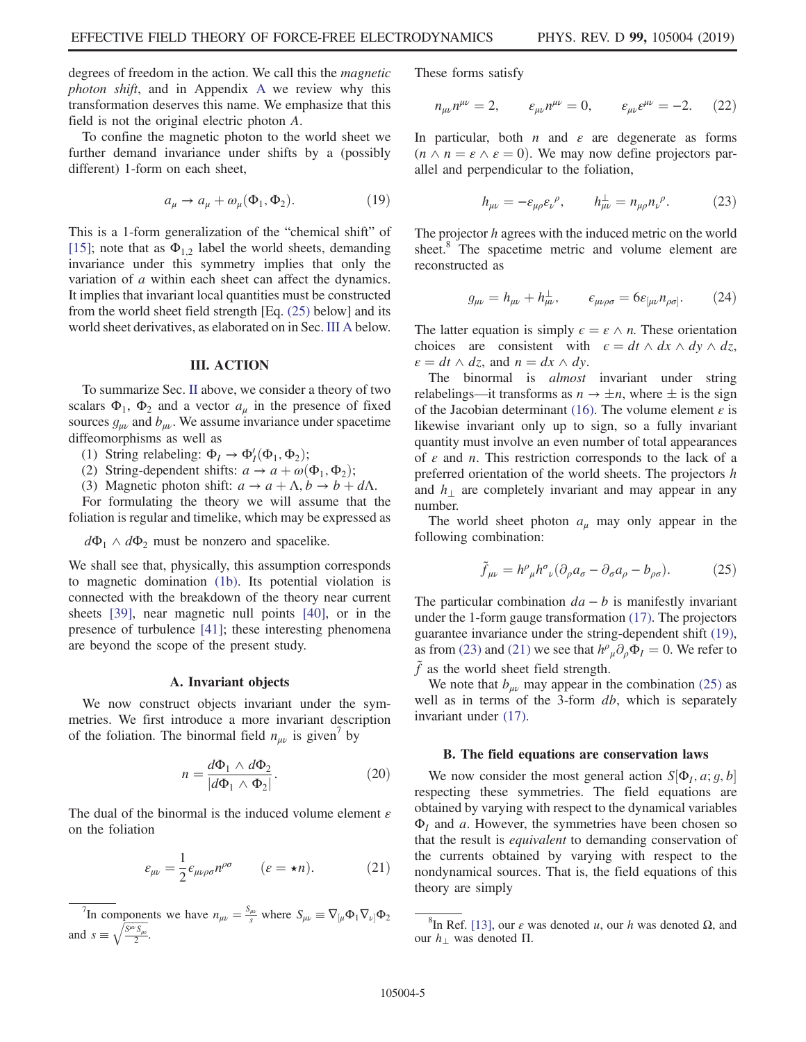degrees of freedom in the action. We call this the *magnetic photon shift*, and in Appendix A we review why this transformation deserves this name. We emphasize that this field is not the original electric photon $A$.

To confine the magnetic photon to the world sheet we further demand invariance under shifts by a (possibly different) 1-form on each sheet,

$$a_\mu \to a_\mu + \omega_\mu(\Phi_1, \Phi_2). \tag{19}$$

This is a 1-form generalization of the "chemical shift" of [15]; note that as $\Phi_{1,2}$ label the world sheets, demanding invariance under this symmetry implies that only the variation of $a$ within each sheet can affect the dynamics. It implies that invariant local quantities must be constructed from the world sheet field strength [Eq. (25) below] and its world sheet derivatives, as elaborated on in Sec. III A below.

## III. ACTION

To summarize Sec. II above, we consider a theory of two scalars $\Phi_1$, $\Phi_2$ and a vector $a_\mu$ in the presence of fixed sources $g_{\mu\nu}$ and $b_{\mu\nu}$. We assume invariance under spacetime diffeomorphisms as well as

(1) String relabeling: $\Phi_I \to \Phi_I'(\Phi_1, \Phi_2)$;
(2) String-dependent shifts: $a \to a + \omega(\Phi_1, \Phi_2)$;
(3) Magnetic photon shift: $a \to a + \Lambda, b \to b + d\Lambda$.

For formulating the theory we will assume that the foliation is regular and timelike, which may be expressed as

$d\Phi_1 \wedge d\Phi_2$ must be nonzero and spacelike.

We shall see that, physically, this assumption corresponds to magnetic domination (1b). Its potential violation is connected with the breakdown of the theory near current sheets [39], near magnetic null points [40], or in the presence of turbulence [41]; these interesting phenomena are beyond the scope of the present study.

### A. Invariant objects

We now construct objects invariant under the symmetries. We first introduce a more invariant description of the foliation. The binormal field $n_{\mu\nu}$ is given[7] by

$$n = \frac{d\Phi_1 \wedge d\Phi_2}{|d\Phi_1 \wedge \Phi_2|}. \tag{20}$$

The dual of the binormal is the induced volume element $\varepsilon$ on the foliation

$$\varepsilon_{\mu\nu} = \frac{1}{2}\epsilon_{\mu\nu\rho\sigma}n^{\rho\sigma} \qquad (\varepsilon = \star n). \tag{21}$$

These forms satisfy

$$n_{\mu\nu}n^{\mu\nu} = 2, \qquad \varepsilon_{\mu\nu}n^{\mu\nu} = 0, \qquad \varepsilon_{\mu\nu}\varepsilon^{\mu\nu} = -2. \tag{22}$$

In particular, both $n$ and $\varepsilon$ are degenerate as forms ($n \wedge n = \varepsilon \wedge \varepsilon = 0$). We may now define projectors parallel and perpendicular to the foliation,

$$h_{\mu\nu} = -\varepsilon_{\mu\rho}\varepsilon_\nu{}^\rho, \qquad h^\perp_{\mu\nu} = n_{\mu\rho}n_\nu{}^\rho. \tag{23}$$

The projector $h$ agrees with the induced metric on the world sheet.[8] The spacetime metric and volume element are reconstructed as

$$g_{\mu\nu} = h_{\mu\nu} + h^\perp_{\mu\nu}, \qquad \epsilon_{\mu\nu\rho\sigma} = 6\varepsilon_{[\mu\nu}n_{\rho\sigma]}. \tag{24}$$

The latter equation is simply $\epsilon = \varepsilon \wedge n$. These orientation choices are consistent with $\epsilon = dt \wedge dx \wedge dy \wedge dz$, $\varepsilon = dt \wedge dz$, and $n = dx \wedge dy$.

The binormal is *almost* invariant under string relabelings—it transforms as $n \to \pm n$, where $\pm$ is the sign of the Jacobian determinant (16). The volume element $\varepsilon$ is likewise invariant only up to sign, so a fully invariant quantity must involve an even number of total appearances of $\varepsilon$ and $n$. This restriction corresponds to the lack of a preferred orientation of the world sheets. The projectors $h$ and $h_\perp$ are completely invariant and may appear in any number.

The world sheet photon $a_\mu$ may only appear in the following combination:

$$\tilde{f}_{\mu\nu} = h^\rho{}_\mu h^\sigma{}_\nu(\partial_\rho a_\sigma - \partial_\sigma a_\rho - b_{\rho\sigma}). \tag{25}$$

The particular combination $da - b$ is manifestly invariant under the 1-form gauge transformation (17). The projectors guarantee invariance under the string-dependent shift (19), as from (23) and (21) we see that $h^\rho{}_\mu\partial_\rho\Phi_I = 0$. We refer to $\tilde{f}$ as the world sheet field strength.

We note that $b_{\mu\nu}$ may appear in the combination (25) as well as in terms of the 3-form $db$, which is separately invariant under (17).

### B. The field equations are conservation laws

We now consider the most general action $S[\Phi_I, a; g, b]$ respecting these symmetries. The field equations are obtained by varying with respect to the dynamical variables $\Phi_I$ and $a$. However, the symmetries have been chosen so that the result is *equivalent* to demanding conservation of the currents obtained by varying with respect to the nondynamical sources. That is, the field equations of this theory are simply

---

[7] In components we have $n_{\mu\nu} = \frac{S_{\mu\nu}}{s}$ where $S_{\mu\nu} \equiv \nabla_{[\mu}\Phi_1\nabla_{\nu]}\Phi_2$ and $s \equiv \sqrt{\frac{S^{\mu\nu}S_{\mu\nu}}{2}}$.

[8] In Ref. [13], our $\varepsilon$ was denoted $u$, our $h$ was denoted $\Omega$, and our $h_\perp$ was denoted $\Pi$.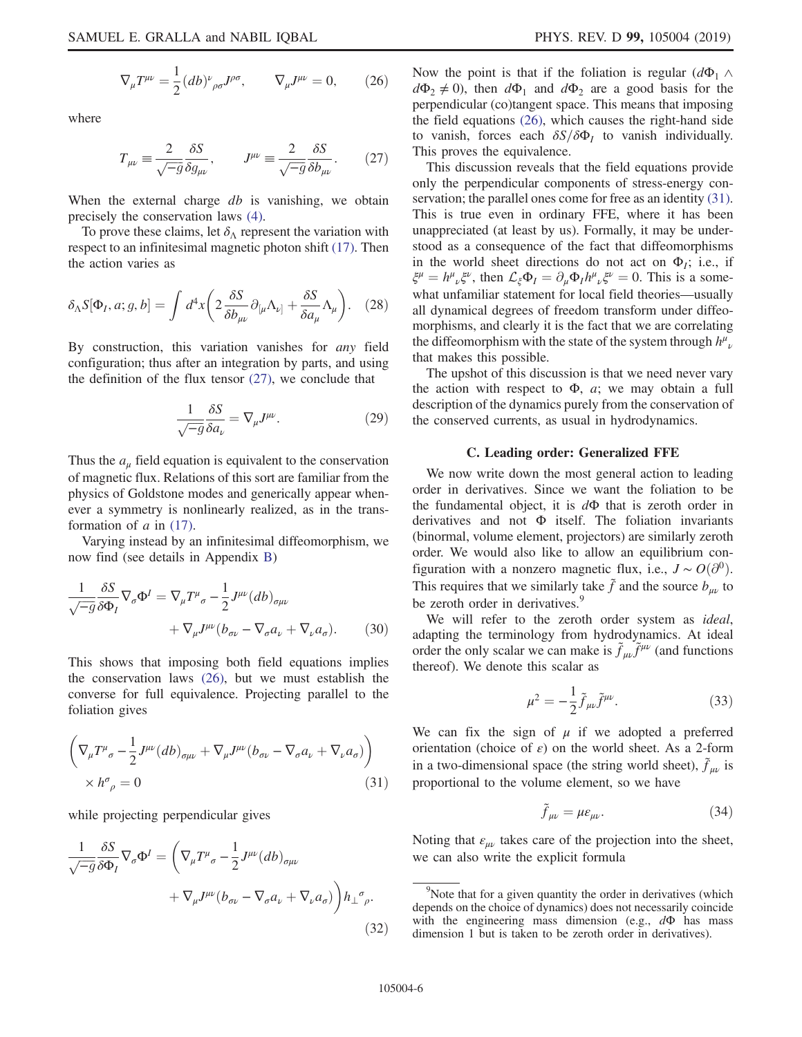$$\nabla_\mu T^{\mu\nu} = \frac{1}{2}(db)^\nu{}_{\rho\sigma} J^{\rho\sigma}, \qquad \nabla_\mu J^{\mu\nu} = 0, \tag{26}$$

where

$$T_{\mu\nu} \equiv \frac{2}{\sqrt{-g}} \frac{\delta S}{\delta g_{\mu\nu}}, \qquad J^{\mu\nu} \equiv \frac{2}{\sqrt{-g}} \frac{\delta S}{\delta b_{\mu\nu}}. \tag{27}$$

When the external charge $db$ is vanishing, we obtain precisely the conservation laws (4).

To prove these claims, let $\delta_\Lambda$ represent the variation with respect to an infinitesimal magnetic photon shift (17). Then the action varies as

$$\delta_\Lambda S[\Phi_I, a; g, b] = \int d^4x \left( 2\frac{\delta S}{\delta b_{\mu\nu}} \partial_{[\mu}\Lambda_{\nu]} + \frac{\delta S}{\delta a_\mu}\Lambda_\mu \right). \tag{28}$$

By construction, this variation vanishes for *any* field configuration; thus after an integration by parts, and using the definition of the flux tensor (27), we conclude that

$$\frac{1}{\sqrt{-g}} \frac{\delta S}{\delta a_\nu} = \nabla_\mu J^{\mu\nu}. \tag{29}$$

Thus the $a_\mu$ field equation is equivalent to the conservation of magnetic flux. Relations of this sort are familiar from the physics of Goldstone modes and generically appear whenever a symmetry is nonlinearly realized, as in the transformation of $a$ in (17).

Varying instead by an infinitesimal diffeomorphism, we now find (see details in Appendix B)

$$\frac{1}{\sqrt{-g}} \frac{\delta S}{\delta \Phi_I} \nabla_\sigma \Phi^I = \nabla_\mu T^\mu{}_\sigma - \frac{1}{2} J^{\mu\nu}(db)_{\sigma\mu\nu} + \nabla_\mu J^{\mu\nu}(b_{\sigma\nu} - \nabla_\sigma a_\nu + \nabla_\nu a_\sigma). \tag{30}$$

This shows that imposing both field equations implies the conservation laws (26), but we must establish the converse for full equivalence. Projecting parallel to the foliation gives

$$\left( \nabla_\mu T^\mu{}_\sigma - \frac{1}{2} J^{\mu\nu}(db)_{\sigma\mu\nu} + \nabla_\mu J^{\mu\nu}(b_{\sigma\nu} - \nabla_\sigma a_\nu + \nabla_\nu a_\sigma) \right) \times h^\sigma{}_\rho = 0 \tag{31}$$

while projecting perpendicular gives

$$\frac{1}{\sqrt{-g}} \frac{\delta S}{\delta \Phi_I} \nabla_\sigma \Phi^I = \left( \nabla_\mu T^\mu{}_\sigma - \frac{1}{2} J^{\mu\nu}(db)_{\sigma\mu\nu} + \nabla_\mu J^{\mu\nu}(b_{\sigma\nu} - \nabla_\sigma a_\nu + \nabla_\nu a_\sigma) \right) h_\perp{}^\sigma{}_\rho. \tag{32}$$

Now the point is that if the foliation is regular ($d\Phi_1 \wedge d\Phi_2 \neq 0$), then $d\Phi_1$ and $d\Phi_2$ are a good basis for the perpendicular (co)tangent space. This means that imposing the field equations (26), which causes the right-hand side to vanish, forces each $\delta S/\delta \Phi_I$ to vanish individually. This proves the equivalence.

This discussion reveals that the field equations provide only the perpendicular components of stress-energy conservation; the parallel ones come for free as an identity (31). This is true even in ordinary FFE, where it has been unappreciated (at least by us). Formally, it may be understood as a consequence of the fact that diffeomorphisms in the world sheet directions do not act on $\Phi_I$; i.e., if $\xi^\mu = h^\mu{}_\nu \xi^\nu$, then $\mathcal{L}_\xi \Phi_I = \partial_\mu \Phi_I h^\mu{}_\nu \xi^\nu = 0$. This is a somewhat unfamiliar statement for local field theories—usually all dynamical degrees of freedom transform under diffeomorphisms, and clearly it is the fact that we are correlating the diffeomorphism with the state of the system through $h^\mu{}_\nu$ that makes this possible.

The upshot of this discussion is that we need never vary the action with respect to $\Phi$, $a$; we may obtain a full description of the dynamics purely from the conservation of the conserved currents, as usual in hydrodynamics.

### C. Leading order: Generalized FFE

We now write down the most general action to leading order in derivatives. Since we want the foliation to be the fundamental object, it is $d\Phi$ that is zeroth order in derivatives and not $\Phi$ itself. The foliation invariants (binormal, volume element, projectors) are similarly zeroth order. We would also like to allow an equilibrium configuration with a nonzero magnetic flux, i.e., $J \sim O(\partial^0)$. This requires that we similarly take $\tilde{f}$ and the source $b_{\mu\nu}$ to be zeroth order in derivatives.[9]

We will refer to the zeroth order system as *ideal*, adapting the terminology from hydrodynamics. At ideal order the only scalar we can make is $\tilde{f}_{\mu\nu}\tilde{f}^{\mu\nu}$ (and functions thereof). We denote this scalar as

$$\mu^2 = -\frac{1}{2}\tilde{f}_{\mu\nu}\tilde{f}^{\mu\nu}. \tag{33}$$

We can fix the sign of $\mu$ if we adopted a preferred orientation (choice of $\varepsilon$) on the world sheet. As a 2-form in a two-dimensional space (the string world sheet), $\tilde{f}_{\mu\nu}$ is proportional to the volume element, so we have

$$\tilde{f}_{\mu\nu} = \mu \varepsilon_{\mu\nu}. \tag{34}$$

Noting that $\varepsilon_{\mu\nu}$ takes care of the projection into the sheet, we can also write the explicit formula

[9] Note that for a given quantity the order in derivatives (which depends on the choice of dynamics) does not necessarily coincide with the engineering mass dimension (e.g., $d\Phi$ has mass dimension 1 but is taken to be zeroth order in derivatives).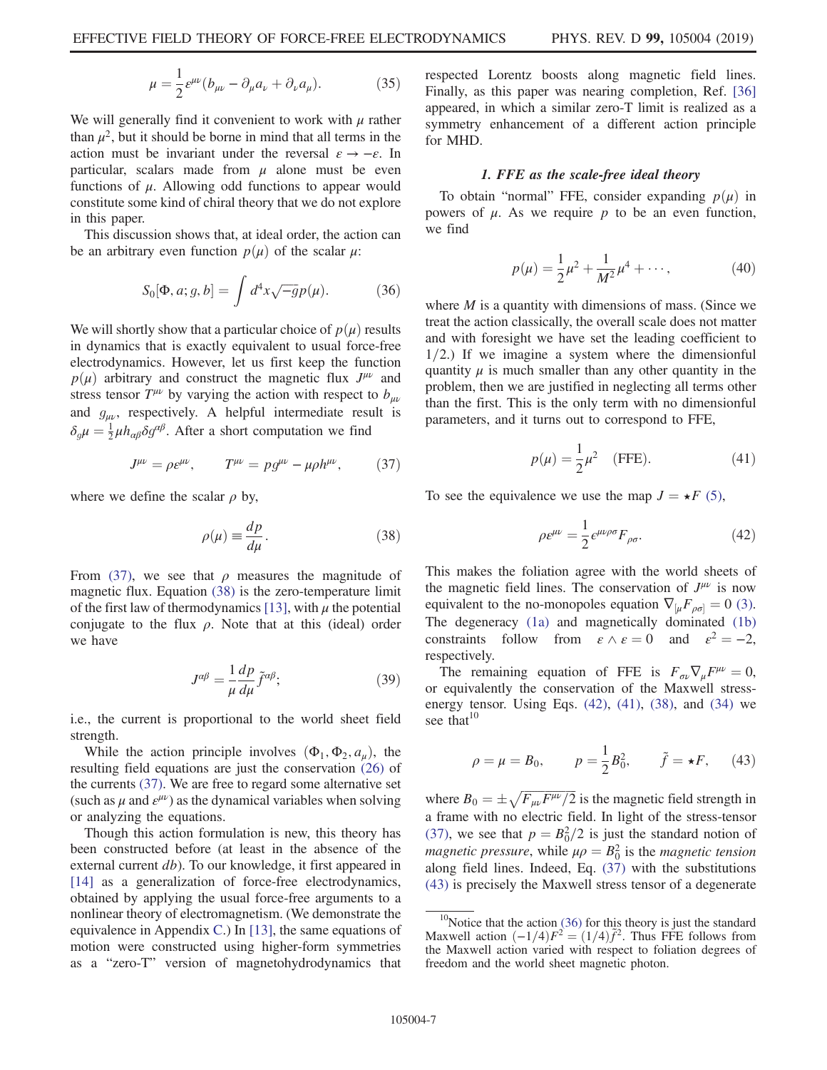$$\mu = \frac{1}{2}\varepsilon^{\mu\nu}(b_{\mu\nu} - \partial_\mu a_\nu + \partial_\nu a_\mu). \tag{35}$$

We will generally find it convenient to work with $\mu$ rather than $\mu^2$, but it should be borne in mind that all terms in the action must be invariant under the reversal $\varepsilon \to -\varepsilon$. In particular, scalars made from $\mu$ alone must be even functions of $\mu$. Allowing odd functions to appear would constitute some kind of chiral theory that we do not explore in this paper.

This discussion shows that, at ideal order, the action can be an arbitrary even function $p(\mu)$ of the scalar $\mu$:

$$S_0[\Phi, a; g, b] = \int d^4x\sqrt{-g}\,p(\mu). \tag{36}$$

We will shortly show that a particular choice of $p(\mu)$ results in dynamics that is exactly equivalent to usual force-free electrodynamics. However, let us first keep the function $p(\mu)$ arbitrary and construct the magnetic flux $J^{\mu\nu}$ and stress tensor $T^{\mu\nu}$ by varying the action with respect to $b_{\mu\nu}$ and $g_{\mu\nu}$, respectively. A helpful intermediate result is $\delta_g\mu = \frac{1}{2}\mu h_{\alpha\beta}\delta g^{\alpha\beta}$. After a short computation we find

$$J^{\mu\nu} = \rho\varepsilon^{\mu\nu}, \qquad T^{\mu\nu} = pg^{\mu\nu} - \mu\rho h^{\mu\nu}, \tag{37}$$

where we define the scalar $\rho$ by,

$$\rho(\mu) \equiv \frac{dp}{d\mu}. \tag{38}$$

From (37), we see that $\rho$ measures the magnitude of magnetic flux. Equation (38) is the zero-temperature limit of the first law of thermodynamics [13], with $\mu$ the potential conjugate to the flux $\rho$. Note that at this (ideal) order we have

$$J^{\alpha\beta} = \frac{1}{\mu}\frac{dp}{d\mu}\tilde{f}^{\alpha\beta}; \tag{39}$$

i.e., the current is proportional to the world sheet field strength.

While the action principle involves $(\Phi_1, \Phi_2, a_\mu)$, the resulting field equations are just the conservation (26) of the currents (37). We are free to regard some alternative set (such as $\mu$ and $\varepsilon^{\mu\nu}$) as the dynamical variables when solving or analyzing the equations.

Though this action formulation is new, this theory has been constructed before (at least in the absence of the external current $db$). To our knowledge, it first appeared in [14] as a generalization of force-free electrodynamics, obtained by applying the usual force-free arguments to a nonlinear theory of electromagnetism. (We demonstrate the equivalence in Appendix C.) In [13], the same equations of motion were constructed using higher-form symmetries as a "zero-T" version of magnetohydrodynamics that respected Lorentz boosts along magnetic field lines. Finally, as this paper was nearing completion, Ref. [36] appeared, in which a similar zero-T limit is realized as a symmetry enhancement of a different action principle for MHD.

#### 1. FFE as the scale-free ideal theory

To obtain "normal" FFE, consider expanding $p(\mu)$ in powers of $\mu$. As we require $p$ to be an even function, we find

$$p(\mu) = \frac{1}{2}\mu^2 + \frac{1}{M^2}\mu^4 + \cdots, \tag{40}$$

where $M$ is a quantity with dimensions of mass. (Since we treat the action classically, the overall scale does not matter and with foresight we have set the leading coefficient to $1/2$.) If we imagine a system where the dimensionful quantity $\mu$ is much smaller than any other quantity in the problem, then we are justified in neglecting all terms other than the first. This is the only term with no dimensional parameters, and it turns out to correspond to FFE,

$$p(\mu) = \frac{1}{2}\mu^2 \quad \text{(FFE)}. \tag{41}$$

To see the equivalence we use the map $J = \star F$ (5),

$$\rho\varepsilon^{\mu\nu} = \frac{1}{2}\epsilon^{\mu\nu\rho\sigma}F_{\rho\sigma}. \tag{42}$$

This makes the foliation agree with the world sheets of the magnetic field lines. The conservation of $J^{\mu\nu}$ is now equivalent to the no-monopoles equation $\nabla_{[\mu}F_{\rho\sigma]} = 0$ (3). The degeneracy (1a) and magnetically dominated (1b) constraints follow from $\varepsilon \wedge \varepsilon = 0$ and $\varepsilon^2 = -2$, respectively.

The remaining equation of FFE is $F_{\sigma\nu}\nabla_\mu F^{\mu\nu} = 0$, or equivalently the conservation of the Maxwell stress-energy tensor. Using Eqs. (42), (41), (38), and (34) we see that[10]

$$\rho = \mu = B_0, \qquad p = \frac{1}{2}B_0^2, \qquad \tilde{f} = \star F, \tag{43}$$

where $B_0 = \pm\sqrt{F_{\mu\nu}F^{\mu\nu}/2}$ is the magnetic field strength in a frame with no electric field. In light of the stress-tensor (37), we see that $p = B_0^2/2$ is just the standard notion of *magnetic pressure*, while $\mu\rho = B_0^2$ is the *magnetic tension* along field lines. Indeed, Eq. (37) with the substitutions (43) is precisely the Maxwell stress tensor of a degenerate

[10] Notice that the action (36) for this theory is just the standard Maxwell action $(-1/4)F^2 = (1/4)\tilde{f}^2$. Thus FFE follows from the Maxwell action varied with respect to foliation degrees of freedom and the world sheet magnetic photon.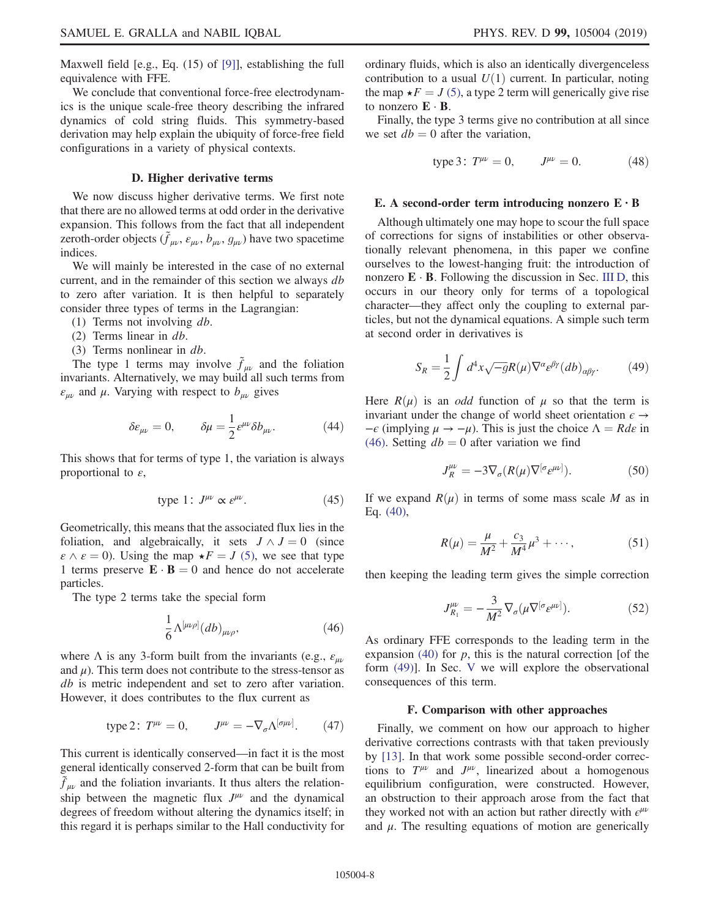Maxwell field [e.g., Eq. (15) of [9]], establishing the full equivalence with FFE.

We conclude that conventional force-free electrodynamics is the unique scale-free theory describing the infrared dynamics of cold string fluids. This symmetry-based derivation may help explain the ubiquity of force-free field configurations in a variety of physical contexts.

### D. Higher derivative terms

We now discuss higher derivative terms. We first note that there are no allowed terms at odd order in the derivative expansion. This follows from the fact that all independent zeroth-order objects ($\tilde{f}_{\mu\nu}$, $\varepsilon_{\mu\nu}$, $b_{\mu\nu}$, $g_{\mu\nu}$) have two spacetime indices.

We will mainly be interested in the case of no external current, and in the remainder of this section we always $db$ to zero after variation. It is then helpful to separately consider three types of terms in the Lagrangian:

(1) Terms not involving $db$.
(2) Terms linear in $db$.
(3) Terms nonlinear in $db$.

The type 1 terms may involve $\tilde{f}_{\mu\nu}$ and the foliation invariants. Alternatively, we may build all such terms from $\varepsilon_{\mu\nu}$ and $\mu$. Varying with respect to $b_{\mu\nu}$ gives

$$\delta\varepsilon_{\mu\nu} = 0, \qquad \delta\mu = \frac{1}{2}\varepsilon^{\mu\nu}\delta b_{\mu\nu}. \tag{44}$$

This shows that for terms of type 1, the variation is always proportional to $\varepsilon$,

$$\text{type 1: } J^{\mu\nu} \propto \varepsilon^{\mu\nu}. \tag{45}$$

Geometrically, this means that the associated flux lies in the foliation, and algebraically, it sets $J \wedge J = 0$ (since $\varepsilon \wedge \varepsilon = 0$). Using the map $\star F = J$ (5), we see that type 1 terms preserve $\mathbf{E}\cdot\mathbf{B} = 0$ and hence do not accelerate particles.

The type 2 terms take the special form

$$\frac{1}{6}\Lambda^{[\mu\nu\rho]}(db)_{\mu\nu\rho}, \tag{46}$$

where $\Lambda$ is any 3-form built from the invariants (e.g., $\varepsilon_{\mu\nu}$ and $\mu$). This term does not contribute to the stress-tensor as $db$ is metric independent and set to zero after variation. However, it does contributes to the flux current as

$$\text{type 2: } T^{\mu\nu} = 0, \qquad J^{\mu\nu} = -\nabla_\sigma \Lambda^{[\sigma\mu\nu]}. \tag{47}$$

This current is identically conserved—in fact it is the most general identically conserved 2-form that can be built from $\tilde{f}_{\mu\nu}$ and the foliation invariants. It thus alters the relationship between the magnetic flux $J^{\mu\nu}$ and the dynamical degrees of freedom without altering the dynamics itself; in this regard it is perhaps similar to the Hall conductivity for ordinary fluids, which is also an identically divergenceless contribution to a usual $U(1)$ current. In particular, noting the map $\star F = J$ (5), a type 2 term will generically give rise to nonzero $\mathbf{E}\cdot\mathbf{B}$.

Finally, the type 3 terms give no contribution at all since we set $db = 0$ after the variation,

$$\text{type 3: } T^{\mu\nu} = 0, \qquad J^{\mu\nu} = 0. \tag{48}$$

### E. A second-order term introducing nonzero $\mathbf{E}\cdot\mathbf{B}$

Although ultimately one may hope to scour the full space of corrections for signs of instabilities or other observationally relevant phenomena, in this paper we confine ourselves to the lowest-hanging fruit: the introduction of nonzero $\mathbf{E}\cdot\mathbf{B}$. Following the discussion in Sec. III D, this occurs in our theory only for terms of a topological character—they affect only the coupling to external particles, but not the dynamical equations. A simple such term at second order in derivatives is

$$S_R = \frac{1}{2}\int d^4x\sqrt{-g}R(\mu)\nabla^\alpha\varepsilon^{\beta\gamma}(db)_{\alpha\beta\gamma}. \tag{49}$$

Here $R(\mu)$ is an *odd* function of $\mu$ so that the term is invariant under the change of world sheet orientation $\epsilon \to -\epsilon$ (implying $\mu \to -\mu$). This is just the choice $\Lambda = Rd\varepsilon$ in (46). Setting $db = 0$ after variation we find

$$J_R^{\mu\nu} = -3\nabla_\sigma(R(\mu)\nabla^{[\sigma}\varepsilon^{\mu\nu]}). \tag{50}$$

If we expand $R(\mu)$ in terms of some mass scale $M$ as in Eq. (40),

$$R(\mu) = \frac{\mu}{M^2} + \frac{c_3}{M^4}\mu^3 + \cdots, \tag{51}$$

then keeping the leading term gives the simple correction

$$J_{R_1}^{\mu\nu} = -\frac{3}{M^2}\nabla_\sigma(\mu\nabla^{[\sigma}\varepsilon^{\mu\nu]}). \tag{52}$$

As ordinary FFE corresponds to the leading term in the expansion (40) for $p$, this is the natural correction [of the form (49)]. In Sec. V we will explore the observational consequences of this term.

### F. Comparison with other approaches

Finally, we comment on how our approach to higher derivative corrections contrasts with that taken previously by [13]. In that work some possible second-order corrections to $T^{\mu\nu}$ and $J^{\mu\nu}$, linearized about a homogenous equilibrium configuration, were constructed. However, an obstruction to their approach arose from the fact that they worked not with an action but rather directly with $\epsilon^{\mu\nu}$ and $\mu$. The resulting equations of motion are generically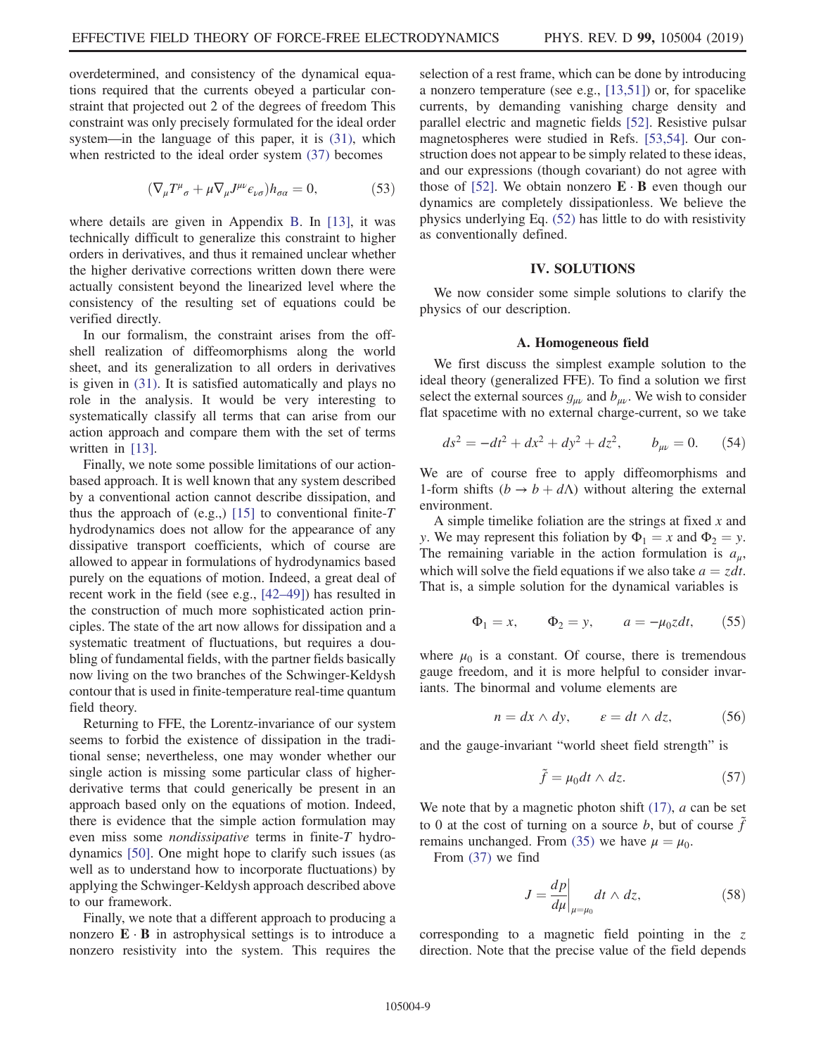overdetermined, and consistency of the dynamical equations required that the currents obeyed a particular constraint that projected out 2 of the degrees of freedom This constraint was only precisely formulated for the ideal order system—in the language of this paper, it is (31), which when restricted to the ideal order system (37) becomes

$$(\nabla_\mu T^\mu{}_\sigma + \mu \nabla_\mu J^{\mu\nu} \epsilon_{\nu\sigma}) h_{\sigma\alpha} = 0, \tag{53}$$

where details are given in Appendix B. In [13], it was technically difficult to generalize this constraint to higher orders in derivatives, and thus it remained unclear whether the higher derivative corrections written down there were actually consistent beyond the linearized level where the consistency of the resulting set of equations could be verified directly.

In our formalism, the constraint arises from the off-shell realization of diffeomorphisms along the world sheet, and its generalization to all orders in derivatives is given in (31). It is satisfied automatically and plays no role in the analysis. It would be very interesting to systematically classify all terms that can arise from our action approach and compare them with the set of terms written in [13].

Finally, we note some possible limitations of our action-based approach. It is well known that any system described by a conventional action cannot describe dissipation, and thus the approach of (e.g.,) [15] to conventional finite-$T$ hydrodynamics does not allow for the appearance of any dissipative transport coefficients, which of course are allowed to appear in formulations of hydrodynamics based purely on the equations of motion. Indeed, a great deal of recent work in the field (see e.g., [42–49]) has resulted in the construction of much more sophisticated action principles. The state of the art now allows for dissipation and a systematic treatment of fluctuations, but requires a doubling of fundamental fields, with the partner fields basically now living on the two branches of the Schwinger-Keldysh contour that is used in finite-temperature real-time quantum field theory.

Returning to FFE, the Lorentz-invariance of our system seems to forbid the existence of dissipation in the traditional sense; nevertheless, one may wonder whether our single action is missing some particular class of higher-derivative terms that could generically be present in an approach based only on the equations of motion. Indeed, there is evidence that the simple action formulation may even miss some *nondissipative* terms in finite-$T$ hydrodynamics [50]. One might hope to clarify such issues (as well as to understand how to incorporate fluctuations) by applying the Schwinger-Keldysh approach described above to our framework.

Finally, we note that a different approach to producing a nonzero $\mathbf{E}\cdot\mathbf{B}$ in astrophysical settings is to introduce a nonzero resistivity into the system. This requires the selection of a rest frame, which can be done by introducing a nonzero temperature (see e.g., [13,51]) or, for spacelike currents, by demanding vanishing charge density and parallel electric and magnetic fields [52]. Resistive pulsar magnetospheres were studied in Refs. [53,54]. Our construction does not appear to be simply related to these ideas, and our expressions (though covariant) do not agree with those of [52]. We obtain nonzero $\mathbf{E}\cdot\mathbf{B}$ even though our dynamics are completely dissipationless. We believe the physics underlying Eq. (52) has little to do with resistivity as conventionally defined.

## IV. SOLUTIONS

We now consider some simple solutions to clarify the physics of our description.

### A. Homogeneous field

We first discuss the simplest example solution to the ideal theory (generalized FFE). To find a solution we first select the external sources $g_{\mu\nu}$ and $b_{\mu\nu}$. We wish to consider flat spacetime with no external charge-current, so we take

$$ds^2 = -dt^2 + dx^2 + dy^2 + dz^2, \qquad b_{\mu\nu} = 0. \tag{54}$$

We are of course free to apply diffeomorphisms and 1-form shifts ($b \to b + d\Lambda$) without altering the external environment.

A simple timelike foliation are the strings at fixed $x$ and $y$. We may represent this foliation by $\Phi_1 = x$ and $\Phi_2 = y$. The remaining variable in the action formulation is $a_\mu$, which will solve the field equations if we also take $a = zdt$. That is, a simple solution for the dynamical variables is

$$\Phi_1 = x, \qquad \Phi_2 = y, \qquad a = -\mu_0 z dt, \tag{55}$$

where $\mu_0$ is a constant. Of course, there is tremendous gauge freedom, and it is more helpful to consider invariants. The binormal and volume elements are

$$n = dx \wedge dy, \qquad \varepsilon = dt \wedge dz, \tag{56}$$

and the gauge-invariant "world sheet field strength" is

$$\tilde{f} = \mu_0 dt \wedge dz. \tag{57}$$

We note that by a magnetic photon shift (17), $a$ can be set to 0 at the cost of turning on a source $b$, but of course $\tilde{f}$ remains unchanged. From (35) we have $\mu = \mu_0$.

From (37) we find

$$J = \left.\frac{dp}{d\mu}\right|_{\mu=\mu_0} dt \wedge dz, \tag{58}$$

corresponding to a magnetic field pointing in the $z$ direction. Note that the precise value of the field depends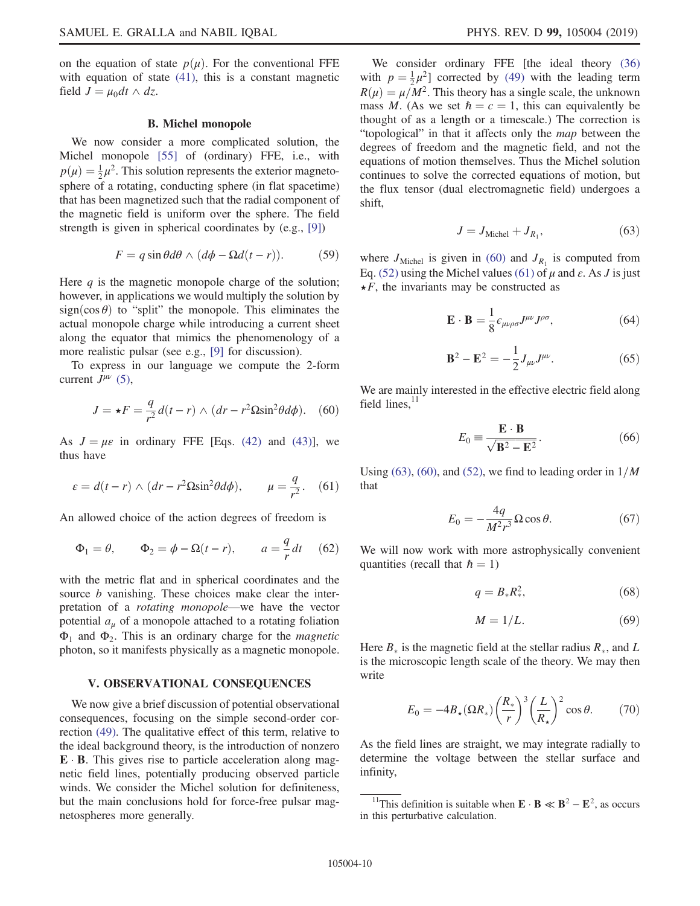on the equation of state $p(\mu)$. For the conventional FFE with equation of state (41), this is a constant magnetic field $J = \mu_0 dt \wedge dz$.

### B. Michel monopole

We now consider a more complicated solution, the Michel monopole [55] of (ordinary) FFE, i.e., with $p(\mu) = \frac{1}{2}\mu^2$. This solution represents the exterior magnetosphere of a rotating, conducting sphere (in flat spacetime) that has been magnetized such that the radial component of the magnetic field is uniform over the sphere. The field strength is given in spherical coordinates by (e.g., [9])

$$F = q \sin\theta d\theta \wedge (d\phi - \Omega d(t - r)). \tag{59}$$

Here $q$ is the magnetic monopole charge of the solution; however, in applications we would multiply the solution by $\mathrm{sign}(\cos\theta)$ to "split" the monopole. This eliminates the actual monopole charge while introducing a current sheet along the equator that mimics the phenomenology of a more realistic pulsar (see e.g., [9] for discussion).

To express in our language we compute the 2-form current $J^{\mu\nu}$ (5),

$$J = \star F = \frac{q}{r^2} d(t - r) \wedge (dr - r^2 \Omega \sin^2\theta d\phi). \tag{60}$$

As $J = \mu\varepsilon$ in ordinary FFE [Eqs. (42) and (43)], we thus have

$$\varepsilon = d(t - r) \wedge (dr - r^2 \Omega \sin^2\theta d\phi), \qquad \mu = \frac{q}{r^2}. \tag{61}$$

An allowed choice of the action degrees of freedom is

$$\Phi_1 = \theta, \qquad \Phi_2 = \phi - \Omega(t - r), \qquad a = \frac{q}{r} dt \tag{62}$$

with the metric flat and in spherical coordinates and the source $b$ vanishing. These choices make clear the interpretation of a *rotating monopole*—we have the vector potential $a_\mu$ of a monopole attached to a rotating foliation $\Phi_1$ and $\Phi_2$. This is an ordinary charge for the *magnetic* photon, so it manifests physically as a magnetic monopole.

## V. OBSERVATIONAL CONSEQUENCES

We now give a brief discussion of potential observational consequences, focusing on the simple second-order correction (49). The qualitative effect of this term, relative to the ideal background theory, is the introduction of nonzero $\mathbf{E} \cdot \mathbf{B}$. This gives rise to particle acceleration along magnetic field lines, potentially producing observed particle winds. We consider the Michel solution for definiteness, but the main conclusions hold for force-free pulsar magnetospheres more generally.

We consider ordinary FFE [the ideal theory (36) with $p = \frac{1}{2}\mu^2$] corrected by (49) with the leading term $R(\mu) = \mu / M^2$. This theory has a single scale, the unknown mass $M$. (As we set $\hbar = c = 1$, this can equivalently be thought of as a length or a timescale.) The correction is "topological" in that it affects only the *map* between the degrees of freedom and the magnetic field, and not the equations of motion themselves. Thus the Michel solution continues to solve the corrected equations of motion, but the flux tensor (dual electromagnetic field) undergoes a shift,

$$J = J_{\mathrm{Michel}} + J_{R_1}, \tag{63}$$

where $J_{\mathrm{Michel}}$ is given in (60) and $J_{R_1}$ is computed from Eq. (52) using the Michel values (61) of $\mu$ and $\varepsilon$. As $J$ is just $\star F$, the invariants may be constructed as

$$\mathbf{E} \cdot \mathbf{B} = \frac{1}{8} \epsilon_{\mu\nu\rho\sigma} J^{\mu\nu} J^{\rho\sigma}, \tag{64}$$

$$\mathbf{B}^2 - \mathbf{E}^2 = -\frac{1}{2} J_{\mu\nu} J^{\mu\nu}. \tag{65}$$

We are mainly interested in the effective electric field along field lines,[11]

$$E_0 \equiv \frac{\mathbf{E} \cdot \mathbf{B}}{\sqrt{\mathbf{B}^2 - \mathbf{E}^2}}. \tag{66}$$

Using (63), (60), and (52), we find to leading order in $1/M$ that

$$E_0 = -\frac{4q}{M^2 r^3} \Omega \cos\theta. \tag{67}$$

We will now work with more astrophysically convenient quantities (recall that $\hbar = 1$)

$$q = B_* R_*^2, \tag{68}$$

$$M = 1/L. \tag{69}$$

Here $B_*$ is the magnetic field at the stellar radius $R_*$, and $L$ is the microscopic length scale of the theory. We may then write

$$E_0 = -4 B_\star (\Omega R_*) \left(\frac{R_*}{r}\right)^3 \left(\frac{L}{R_\star}\right)^2 \cos\theta. \tag{70}$$

As the field lines are straight, we may integrate radially to determine the voltage between the stellar surface and infinity,

[11] This definition is suitable when $\mathbf{E} \cdot \mathbf{B} \ll \mathbf{B}^2 - \mathbf{E}^2$, as occurs in this perturbative calculation.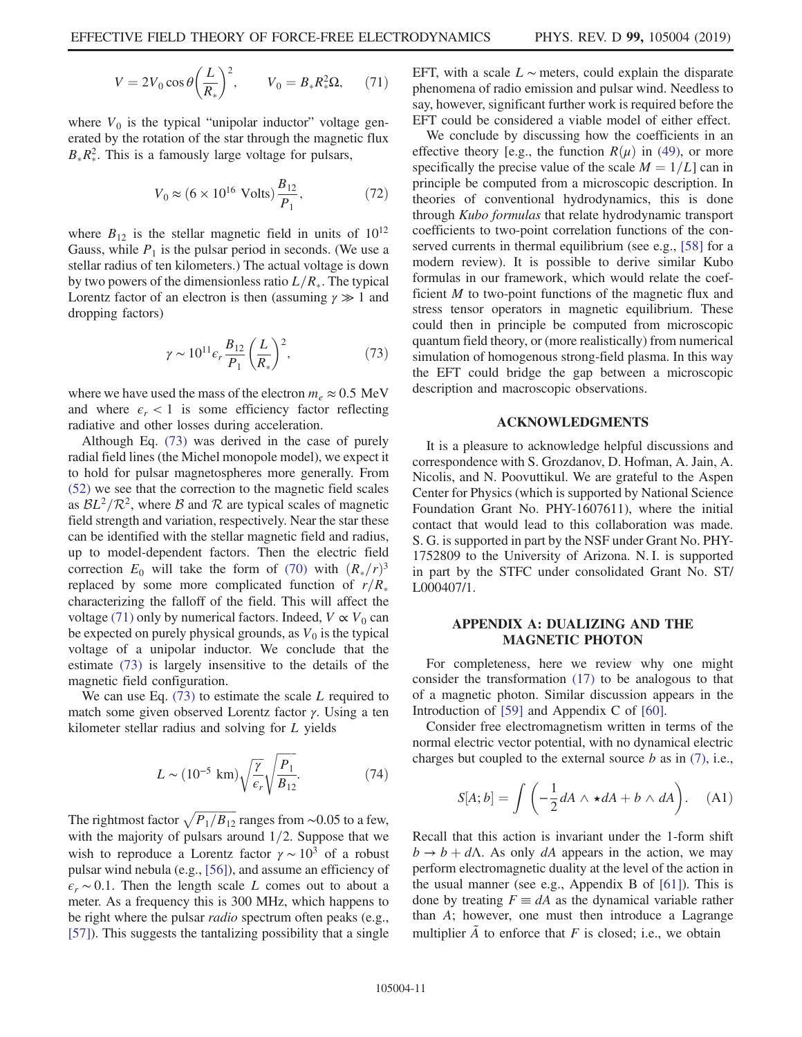$$V = 2V_0 \cos\theta \left(\frac{L}{R_*}\right)^2, \qquad V_0 = B_* R_*^2 \Omega, \qquad (71)$$

where $V_0$ is the typical "unipolar inductor" voltage generated by the rotation of the star through the magnetic flux $B_* R_*^2$. This is a famously large voltage for pulsars,

$$V_0 \approx (6 \times 10^{16} \text{ Volts}) \frac{B_{12}}{P_1}, \qquad (72)$$

where $B_{12}$ is the stellar magnetic field in units of $10^{12}$ Gauss, while $P_1$ is the pulsar period in seconds. (We use a stellar radius of ten kilometers.) The actual voltage is down by two powers of the dimensionless ratio $L/R_*$. The typical Lorentz factor of an electron is then (assuming $\gamma \gg 1$ and dropping factors)

$$\gamma \sim 10^{11} \epsilon_r \frac{B_{12}}{P_1} \left(\frac{L}{R_*}\right)^2, \qquad (73)$$

where we have used the mass of the electron $m_e \approx 0.5$ MeV and where $\epsilon_r < 1$ is some efficiency factor reflecting radiative and other losses during acceleration.

Although Eq. (73) was derived in the case of purely radial field lines (the Michel monopole model), we expect it to hold for pulsar magnetospheres more generally. From (52) we see that the correction to the magnetic field scales as $\mathcal{B}L^2/\mathcal{R}^2$, where $\mathcal{B}$ and $\mathcal{R}$ are typical scales of magnetic field strength and variation, respectively. Near the star these can be identified with the stellar magnetic field and radius, up to model-dependent factors. Then the electric field correction $E_0$ will take the form of (70) with $(R_*/r)^3$ replaced by some more complicated function of $r/R_*$ characterizing the falloff of the field. This will affect the voltage (71) only by numerical factors. Indeed, $V \propto V_0$ can be expected on purely physical grounds, as $V_0$ is the typical voltage of a unipolar inductor. We conclude that the estimate (73) is largely insensitive to the details of the magnetic field configuration.

We can use Eq. (73) to estimate the scale $L$ required to match some given observed Lorentz factor $\gamma$. Using a ten kilometer stellar radius and solving for $L$ yields

$$L \sim (10^{-5} \text{ km}) \sqrt{\frac{\gamma}{\epsilon_r}} \sqrt{\frac{P_1}{B_{12}}}. \qquad (74)$$

The rightmost factor $\sqrt{P_1/B_{12}}$ ranges from $\sim 0.05$ to a few, with the majority of pulsars around $1/2$. Suppose that we wish to reproduce a Lorentz factor $\gamma \sim 10^3$ of a robust pulsar wind nebula (e.g., [56]), and assume an efficiency of $\epsilon_r \sim 0.1$. Then the length scale $L$ comes out to about a meter. As a frequency this is 300 MHz, which happens to be right where the pulsar *radio* spectrum often peaks (e.g., [57]). This suggests the tantalizing possibility that a single EFT, with a scale $L \sim$ meters, could explain the disparate phenomena of radio emission and pulsar wind. Needless to say, however, significant further work is required before the EFT could be considered a viable model of either effect.

We conclude by discussing how the coefficients in an effective theory [e.g., the function $R(\mu)$ in (49), or more specifically the precise value of the scale $M = 1/L$] can in principle be computed from a microscopic description. In theories of conventional hydrodynamics, this is done through *Kubo formulas* that relate hydrodynamic transport coefficients to two-point correlation functions of the conserved currents in thermal equilibrium (see e.g., [58] for a modern review). It is possible to derive similar Kubo formulas in our framework, which would relate the coefficient $M$ to two-point functions of the magnetic flux and stress tensor operators in magnetic equilibrium. These could then in principle be computed from microscopic quantum field theory, or (more realistically) from numerical simulation of homogenous strong-field plasma. In this way the EFT could bridge the gap between a microscopic description and macroscopic observations.

## ACKNOWLEDGMENTS

It is a pleasure to acknowledge helpful discussions and correspondence with S. Grozdanov, D. Hofman, A. Jain, A. Nicolis, and N. Poovuttikul. We are grateful to the Aspen Center for Physics (which is supported by National Science Foundation Grant No. PHY-1607611), where the initial contact that would lead to this collaboration was made. S. G. is supported in part by the NSF under Grant No. PHY-1752809 to the University of Arizona. N. I. is supported in part by the STFC under consolidated Grant No. ST/L000407/1.

## APPENDIX A: DUALIZING AND THE MAGNETIC PHOTON

For completeness, here we review why one might consider the transformation (17) to be analogous to that of a magnetic photon. Similar discussion appears in the Introduction of [59] and Appendix C of [60].

Consider free electromagnetism written in terms of the normal electric vector potential, with no dynamical electric charges but coupled to the external source $b$ as in (7), i.e.,

$$S[A; b] = \int \left(-\frac{1}{2} dA \wedge \star dA + b \wedge dA\right). \qquad (A1)$$

Recall that this action is invariant under the 1-form shift $b \to b + d\Lambda$. As only $dA$ appears in the action, we may perform electromagnetic duality at the level of the action in the usual manner (see e.g., Appendix B of [61]). This is done by treating $F \equiv dA$ as the dynamical variable rather than $A$; however, one must then introduce a Lagrange multiplier $\tilde{A}$ to enforce that $F$ is closed; i.e., we obtain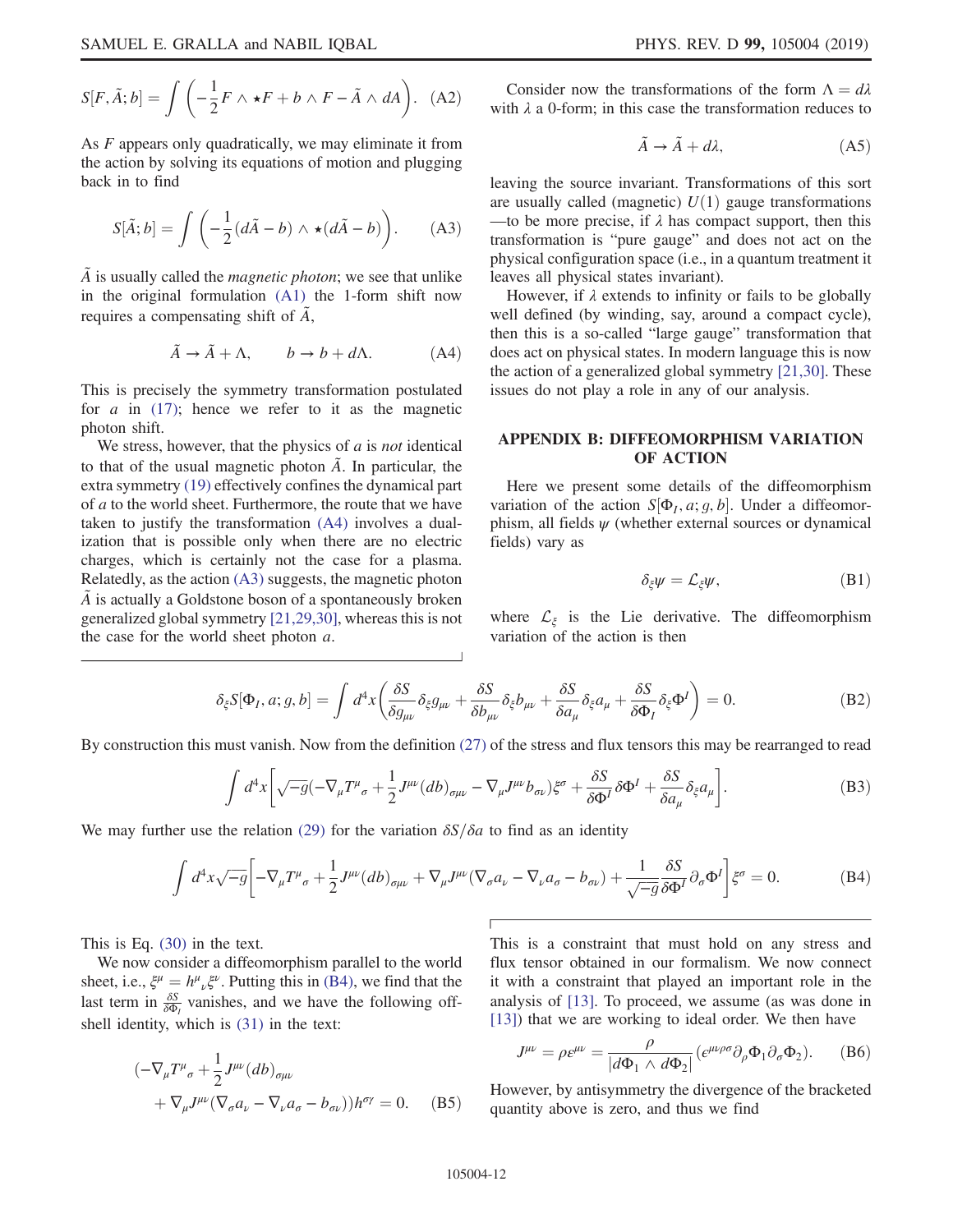$$S[F,\tilde{A};b] = \int \left(-\frac{1}{2}F\wedge\star F + b\wedge F - \tilde{A}\wedge dA\right). \quad \text{(A2)}$$

As $F$ appears only quadratically, we may eliminate it from the action by solving its equations of motion and plugging back in to find

$$S[\tilde{A};b] = \int \left(-\frac{1}{2}(d\tilde{A}-b)\wedge\star(d\tilde{A}-b)\right). \quad \text{(A3)}$$

$\tilde{A}$ is usually called the *magnetic photon*; we see that unlike in the original formulation (A1) the 1-form shift now requires a compensating shift of $\tilde{A}$,

$$\tilde{A}\to\tilde{A}+\Lambda, \qquad b\to b+d\Lambda. \quad \text{(A4)}$$

This is precisely the symmetry transformation postulated for $a$ in (17); hence we refer to it as the magnetic photon shift.

We stress, however, that the physics of $a$ is *not* identical to that of the usual magnetic photon $\tilde{A}$. In particular, the extra symmetry (19) effectively confines the dynamical part of $a$ to the world sheet. Furthermore, the route that we have taken to justify the transformation (A4) involves a dualization that is possible only when there are no electric charges, which is certainly not the case for a plasma. Relatedly, as the action (A3) suggests, the magnetic photon $\tilde{A}$ is actually a Goldstone boson of a spontaneously broken generalized global symmetry [21,29,30], whereas this is not the case for the world sheet photon $a$.

Consider now the transformations of the form $\Lambda = d\lambda$ with $\lambda$ a 0-form; in this case the transformation reduces to

$$\tilde{A}\to\tilde{A}+d\lambda, \quad \text{(A5)}$$

leaving the source invariant. Transformations of this sort are usually called (magnetic) $U(1)$ gauge transformations—to be more precise, if $\lambda$ has compact support, then this transformation is "pure gauge" and does not act on the physical configuration space (i.e., in a quantum treatment it leaves all physical states invariant).

However, if $\lambda$ extends to infinity or fails to be globally well defined (by winding, say, around a compact cycle), then this is a so-called "large gauge" transformation that does act on physical states. In modern language this is now the action of a generalized global symmetry [21,30]. These issues do not play a role in any of our analysis.

## APPENDIX B: DIFFEOMORPHISM VARIATION OF ACTION

Here we present some details of the diffeomorphism variation of the action $S[\Phi_I,a;g,b]$. Under a diffeomorphism, all fields $\psi$ (whether external sources or dynamical fields) vary as

$$\delta_\xi\psi = \mathcal{L}_\xi\psi, \quad \text{(B1)}$$

where $\mathcal{L}_\xi$ is the Lie derivative. The diffeomorphism variation of the action is then

$$\delta_\xi S[\Phi_I,a;g,b] = \int d^4x\left(\frac{\delta S}{\delta g_{\mu\nu}}\delta_\xi g_{\mu\nu} + \frac{\delta S}{\delta b_{\mu\nu}}\delta_\xi b_{\mu\nu} + \frac{\delta S}{\delta a_\mu}\delta_\xi a_\mu + \frac{\delta S}{\delta\Phi_I}\delta_\xi\Phi^I\right) = 0. \quad \text{(B2)}$$

By construction this must vanish. Now from the definition (27) of the stress and flux tensors this may be rearranged to read

$$\int d^4x\left[\sqrt{-g}\left(-\nabla_\mu T^\mu{}_\sigma + \frac{1}{2}J^{\mu\nu}(db)_{\sigma\mu\nu} - \nabla_\mu J^{\mu\nu}b_{\sigma\nu}\right)\xi^\sigma + \frac{\delta S}{\delta\Phi^I}\delta\Phi^I + \frac{\delta S}{\delta a_\mu}\delta_\xi a_\mu\right]. \quad \text{(B3)}$$

We may further use the relation (29) for the variation $\delta S/\delta a$ to find as an identity

$$\int d^4x\sqrt{-g}\left[-\nabla_\mu T^\mu{}_\sigma + \frac{1}{2}J^{\mu\nu}(db)_{\sigma\mu\nu} + \nabla_\mu J^{\mu\nu}(\nabla_\sigma a_\nu - \nabla_\nu a_\sigma - b_{\sigma\nu}) + \frac{1}{\sqrt{-g}}\frac{\delta S}{\delta\Phi^I}\partial_\sigma\Phi^I\right]\xi^\sigma = 0. \quad \text{(B4)}$$

This is Eq. (30) in the text.

We now consider a diffeomorphism parallel to the world sheet, i.e., $\xi^\mu = h^\mu{}_\nu\xi^\nu$. Putting this in (B4), we find that the last term in $\frac{\delta S}{\delta\Phi_I}$ vanishes, and we have the following off-shell identity, which is (31) in the text:

$$\left(-\nabla_\mu T^\mu{}_\sigma + \frac{1}{2}J^{\mu\nu}(db)_{\sigma\mu\nu} + \nabla_\mu J^{\mu\nu}(\nabla_\sigma a_\nu - \nabla_\nu a_\sigma - b_{\sigma\nu})\right)h^{\sigma\gamma} = 0. \quad \text{(B5)}$$

This is a constraint that must hold on any stress and flux tensor obtained in our formalism. We now connect it with a constraint that played an important role in the analysis of [13]. To proceed, we assume (as was done in [13]) that we are working to ideal order. We then have

$$J^{\mu\nu} = \rho\varepsilon^{\mu\nu} = \frac{\rho}{|d\Phi_1\wedge d\Phi_2|}(\epsilon^{\mu\nu\rho\sigma}\partial_\rho\Phi_1\partial_\sigma\Phi_2). \quad \text{(B6)}$$

However, by antisymmetry the divergence of the bracketed quantity above is zero, and thus we find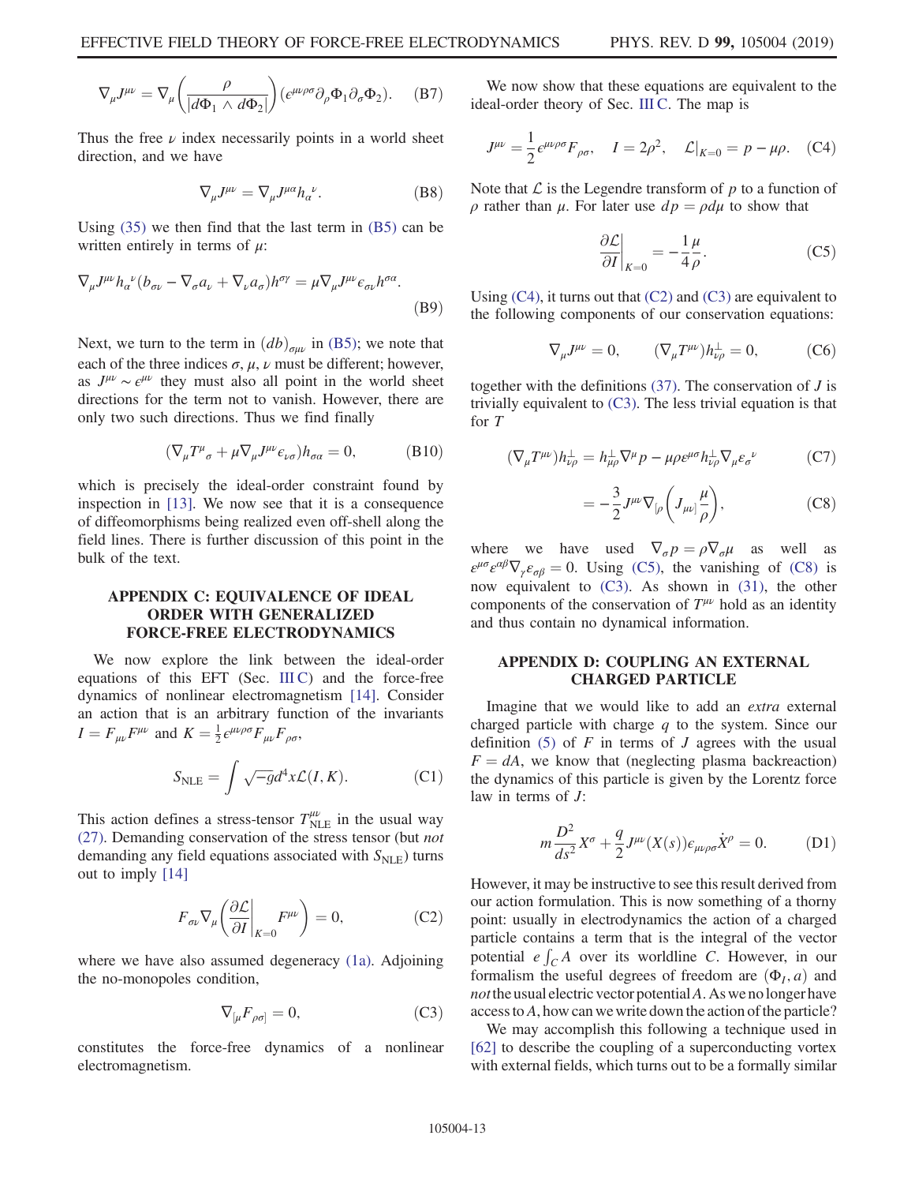$$\nabla_\mu J^{\mu\nu} = \nabla_\mu \left( \frac{\rho}{|d\Phi_1 \wedge d\Phi_2|} \right) (\epsilon^{\mu\nu\rho\sigma} \partial_\rho \Phi_1 \partial_\sigma \Phi_2). \quad \text{(B7)}$$

Thus the free $\nu$ index necessarily points in a world sheet direction, and we have

$$\nabla_\mu J^{\mu\nu} = \nabla_\mu J^{\mu\alpha} h_\alpha{}^\nu. \quad \text{(B8)}$$

Using (35) we then find that the last term in (B5) can be written entirely in terms of $\mu$:

$$\nabla_\mu J^{\mu\nu} h_\alpha{}^\nu (b_{\sigma\nu} - \nabla_\sigma a_\nu + \nabla_\nu a_\sigma) h^{\sigma\gamma} = \mu \nabla_\mu J^{\mu\nu} \epsilon_{\sigma\nu} h^{\sigma\alpha}. \quad \text{(B9)}$$

Next, we turn to the term in $(db)_{\sigma\mu\nu}$ in (B5); we note that each of the three indices $\sigma, \mu, \nu$ must be different; however, as $J^{\mu\nu} \sim \epsilon^{\mu\nu}$ they must also all point in the world sheet directions for the term not to vanish. However, there are only two such directions. Thus we find finally

$$(\nabla_\mu T^\mu{}_\sigma + \mu \nabla_\mu J^{\mu\nu} \epsilon_{\nu\sigma}) h_{\sigma\alpha} = 0, \quad \text{(B10)}$$

which is precisely the ideal-order constraint found by inspection in [13]. We now see that it is a consequence of diffeomorphisms being realized even off-shell along the field lines. There is further discussion of this point in the bulk of the text.

## APPENDIX C: EQUIVALENCE OF IDEAL ORDER WITH GENERALIZED FORCE-FREE ELECTRODYNAMICS

We now explore the link between the ideal-order equations of this EFT (Sec. III C) and the force-free dynamics of nonlinear electromagnetism [14]. Consider an action that is an arbitrary function of the invariants $I = F_{\mu\nu} F^{\mu\nu}$ and $K = \frac{1}{2} \epsilon^{\mu\nu\rho\sigma} F_{\mu\nu} F_{\rho\sigma}$,

$$S_{\rm NLE} = \int \sqrt{-g} d^4 x \mathcal{L}(I, K). \quad \text{(C1)}$$

This action defines a stress-tensor $T^{\mu\nu}_{\rm NLE}$ in the usual way (27). Demanding conservation of the stress tensor (but *not* demanding any field equations associated with $S_{\rm NLE}$) turns out to imply [14]

$$F_{\sigma\nu} \nabla_\mu \left( \frac{\partial \mathcal{L}}{\partial I}\bigg|_{K=0} F^{\mu\nu} \right) = 0, \quad \text{(C2)}$$

where we have also assumed degeneracy (1a). Adjoining the no-monopoles condition,

$$\nabla_{[\mu} F_{\rho\sigma]} = 0, \quad \text{(C3)}$$

constitutes the force-free dynamics of a nonlinear electromagnetism.

We now show that these equations are equivalent to the ideal-order theory of Sec. III C. The map is

$$J^{\mu\nu} = \frac{1}{2} \epsilon^{\mu\nu\rho\sigma} F_{\rho\sigma}, \quad I = 2\rho^2, \quad \mathcal{L}|_{K=0} = p - \mu\rho. \quad \text{(C4)}$$

Note that $\mathcal{L}$ is the Legendre transform of $p$ to a function of $\rho$ rather than $\mu$. For later use $dp = \rho d\mu$ to show that

$$\frac{\partial \mathcal{L}}{\partial I}\bigg|_{K=0} = -\frac{1}{4} \frac{\mu}{\rho}. \quad \text{(C5)}$$

Using (C4), it turns out that (C2) and (C3) are equivalent to the following components of our conservation equations:

$$\nabla_\mu J^{\mu\nu} = 0, \qquad (\nabla_\mu T^{\mu\nu}) h^\perp_{\nu\rho} = 0, \quad \text{(C6)}$$

together with the definitions (37). The conservation of $J$ is trivially equivalent to (C3). The less trivial equation is that for $T$

$$(\nabla_\mu T^{\mu\nu}) h^\perp_{\nu\rho} = h^\perp_{\mu\rho} \nabla^\mu p - \mu\rho \varepsilon^{\mu\sigma} h^\perp_{\nu\rho} \nabla_\mu \varepsilon_\sigma{}^\nu \quad \text{(C7)}$$

$$= -\frac{3}{2} J^{\mu\nu} \nabla_{[\rho} \left( J_{\mu\nu]} \frac{\mu}{\rho} \right), \quad \text{(C8)}$$

where we have used $\nabla_\sigma p = \rho \nabla_\sigma \mu$ as well as $\varepsilon^{\mu\sigma} \varepsilon^{\alpha\beta} \nabla_\gamma \varepsilon_{\sigma\beta} = 0$. Using (C5), the vanishing of (C8) is now equivalent to (C3). As shown in (31), the other components of the conservation of $T^{\mu\nu}$ hold as an identity and thus contain no dynamical information.

## APPENDIX D: COUPLING AN EXTERNAL CHARGED PARTICLE

Imagine that we would like to add an *extra* external charged particle with charge $q$ to the system. Since our definition (5) of $F$ in terms of $J$ agrees with the usual $F = dA$, we know that (neglecting plasma backreaction) the dynamics of this particle is given by the Lorentz force law in terms of $J$:

$$m \frac{D^2}{ds^2} X^\sigma + \frac{q}{2} J^{\mu\nu}(X(s)) \epsilon_{\mu\nu\rho\sigma} \dot{X}^\rho = 0. \quad \text{(D1)}$$

However, it may be instructive to see this result derived from our action formulation. This is now something of a thorny point: usually in electrodynamics the action of a charged particle contains a term that is the integral of the vector potential $e \int_C A$ over its worldline $C$. However, in our formalism the useful degrees of freedom are $(\Phi_I, a)$ and *not* the usual electric vector potential $A$. As we no longer have access to $A$, how can we write down the action of the particle?

We may accomplish this following a technique used in [62] to describe the coupling of a superconducting vortex with external fields, which turns out to be a formally similar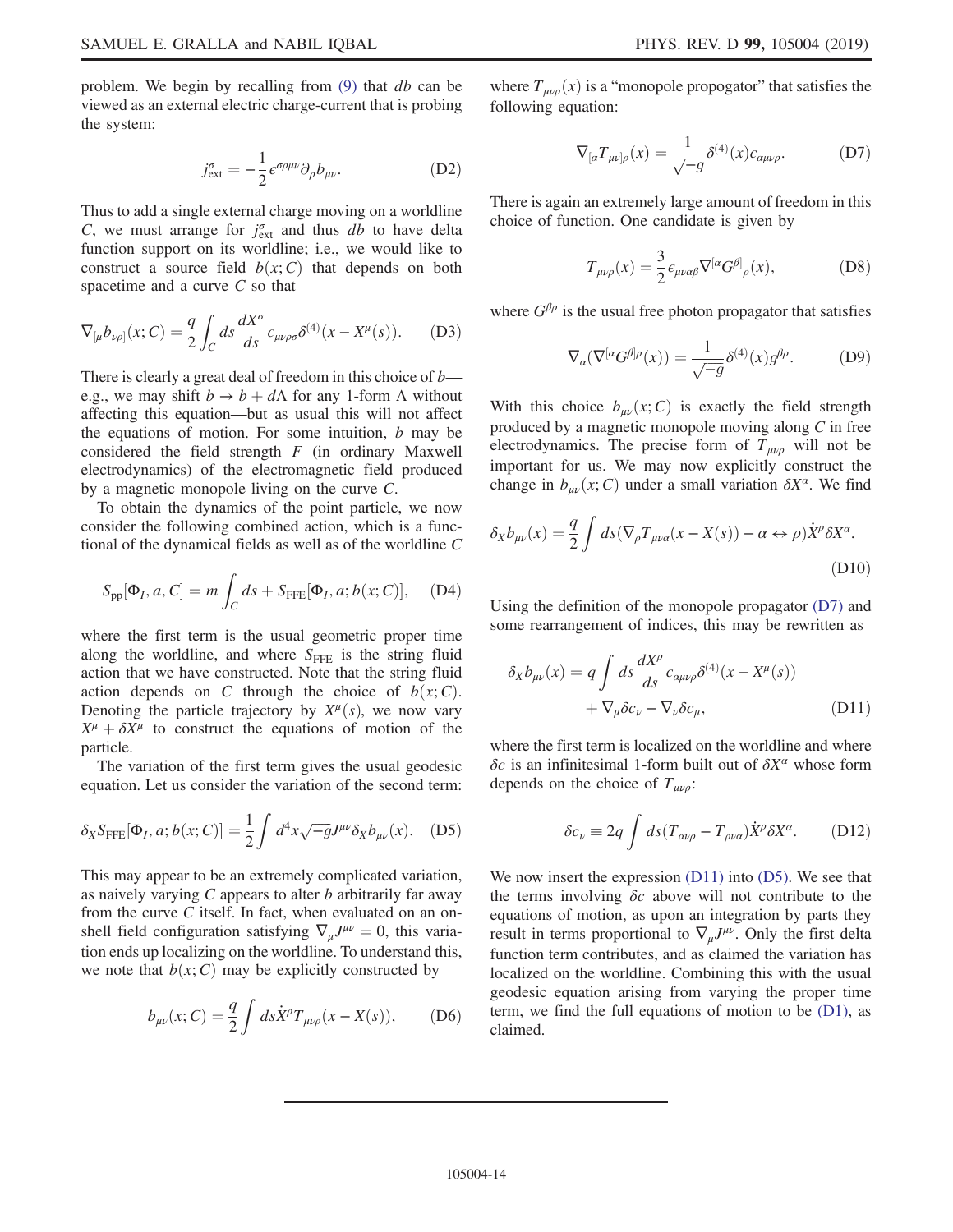problem. We begin by recalling from (9) that $db$ can be viewed as an external electric charge-current that is probing the system:

$$j^\sigma_{\rm ext} = -\frac{1}{2}\epsilon^{\sigma\rho\mu\nu}\partial_\rho b_{\mu\nu}. \tag{D2}$$

Thus to add a single external charge moving on a worldline $C$, we must arrange for $j^\sigma_{\rm ext}$ and thus $db$ to have delta function support on its worldline; i.e., we would like to construct a source field $b(x;C)$ that depends on both spacetime and a curve $C$ so that

$$\nabla_{[\mu}b_{\nu\rho]}(x;C) = \frac{q}{2}\int_C ds\frac{dX^\sigma}{ds}\epsilon_{\mu\nu\rho\sigma}\delta^{(4)}(x - X^\mu(s)). \tag{D3}$$

There is clearly a great deal of freedom in this choice of $b$—e.g., we may shift $b \to b + d\Lambda$ for any 1-form $\Lambda$ without affecting this equation—but as usual this will not affect the equations of motion. For some intuition, $b$ may be considered the field strength $F$ (in ordinary Maxwell electrodynamics) of the electromagnetic field produced by a magnetic monopole living on the curve $C$.

To obtain the dynamics of the point particle, we now consider the following combined action, which is a functional of the dynamical fields as well as of the worldline $C$

$$S_{\rm pp}[\Phi_I, a, C] = m\int_C ds + S_{\rm FFE}[\Phi_I, a; b(x;C)], \tag{D4}$$

where the first term is the usual geometric proper time along the worldline, and where $S_{\rm FFE}$ is the string fluid action that we have constructed. Note that the string fluid action depends on $C$ through the choice of $b(x;C)$. Denoting the particle trajectory by $X^\mu(s)$, we now vary $X^\mu + \delta X^\mu$ to construct the equations of motion of the particle.

The variation of the first term gives the usual geodesic equation. Let us consider the variation of the second term:

$$\delta_X S_{\rm FFE}[\Phi_I, a; b(x;C)] = \frac{1}{2}\int d^4x\sqrt{-g}J^{\mu\nu}\delta_X b_{\mu\nu}(x). \tag{D5}$$

This may appear to be an extremely complicated variation, as naively varying $C$ appears to alter $b$ arbitrarily far away from the curve $C$ itself. In fact, when evaluated on an on-shell field configuration satisfying $\nabla_\mu J^{\mu\nu} = 0$, this variation ends up localizing on the worldline. To understand this, we note that $b(x;C)$ may be explicitly constructed by

$$b_{\mu\nu}(x;C) = \frac{q}{2}\int ds\dot{X}^\rho T_{\mu\nu\rho}(x - X(s)), \tag{D6}$$

where $T_{\mu\nu\rho}(x)$ is a "monopole propogator" that satisfies the following equation:

$$\nabla_{[\alpha}T_{\mu\nu]\rho}(x) = \frac{1}{\sqrt{-g}}\delta^{(4)}(x)\epsilon_{\alpha\mu\nu\rho}. \tag{D7}$$

There is again an extremely large amount of freedom in this choice of function. One candidate is given by

$$T_{\mu\nu\rho}(x) = \frac{3}{2}\epsilon_{\mu\nu\alpha\beta}\nabla^{[\alpha}G^{\beta]}{}_\rho(x), \tag{D8}$$

where $G^{\beta\rho}$ is the usual free photon propagator that satisfies

$$\nabla_\alpha(\nabla^{[\alpha}G^{\beta]\rho}(x)) = \frac{1}{\sqrt{-g}}\delta^{(4)}(x)g^{\beta\rho}. \tag{D9}$$

With this choice $b_{\mu\nu}(x;C)$ is exactly the field strength produced by a magnetic monopole moving along $C$ in free electrodynamics. The precise form of $T_{\mu\nu\rho}$ will not be important for us. We may now explicitly construct the change in $b_{\mu\nu}(x;C)$ under a small variation $\delta X^\alpha$. We find

$$\delta_X b_{\mu\nu}(x) = \frac{q}{2}\int ds(\nabla_\rho T_{\mu\nu\alpha}(x - X(s)) - \alpha \leftrightarrow \rho)\dot{X}^\rho\delta X^\alpha. \tag{D10}$$

Using the definition of the monopole propagator (D7) and some rearrangement of indices, this may be rewritten as

$$\delta_X b_{\mu\nu}(x) = q\int ds\frac{dX^\rho}{ds}\epsilon_{\alpha\mu\nu\rho}\delta^{(4)}(x - X^\mu(s)) + \nabla_\mu\delta c_\nu - \nabla_\nu\delta c_\mu, \tag{D11}$$

where the first term is localized on the worldline and where $\delta c$ is an infinitesimal 1-form built out of $\delta X^\alpha$ whose form depends on the choice of $T_{\mu\rho}$:

$$\delta c_\nu \equiv 2q\int ds(T_{\alpha\nu\rho} - T_{\rho\nu\alpha})\dot{X}^\rho\delta X^\alpha. \tag{D12}$$

We now insert the expression (D11) into (D5). We see that the terms involving $\delta c$ above will not contribute to the equations of motion, as upon an integration by parts they result in terms proportional to $\nabla_\mu J^{\mu\nu}$. Only the first delta function term contributes, and as claimed the variation has localized on the worldline. Combining this with the usual geodesic equation arising from varying the proper time term, we find the full equations of motion to be (D1), as claimed.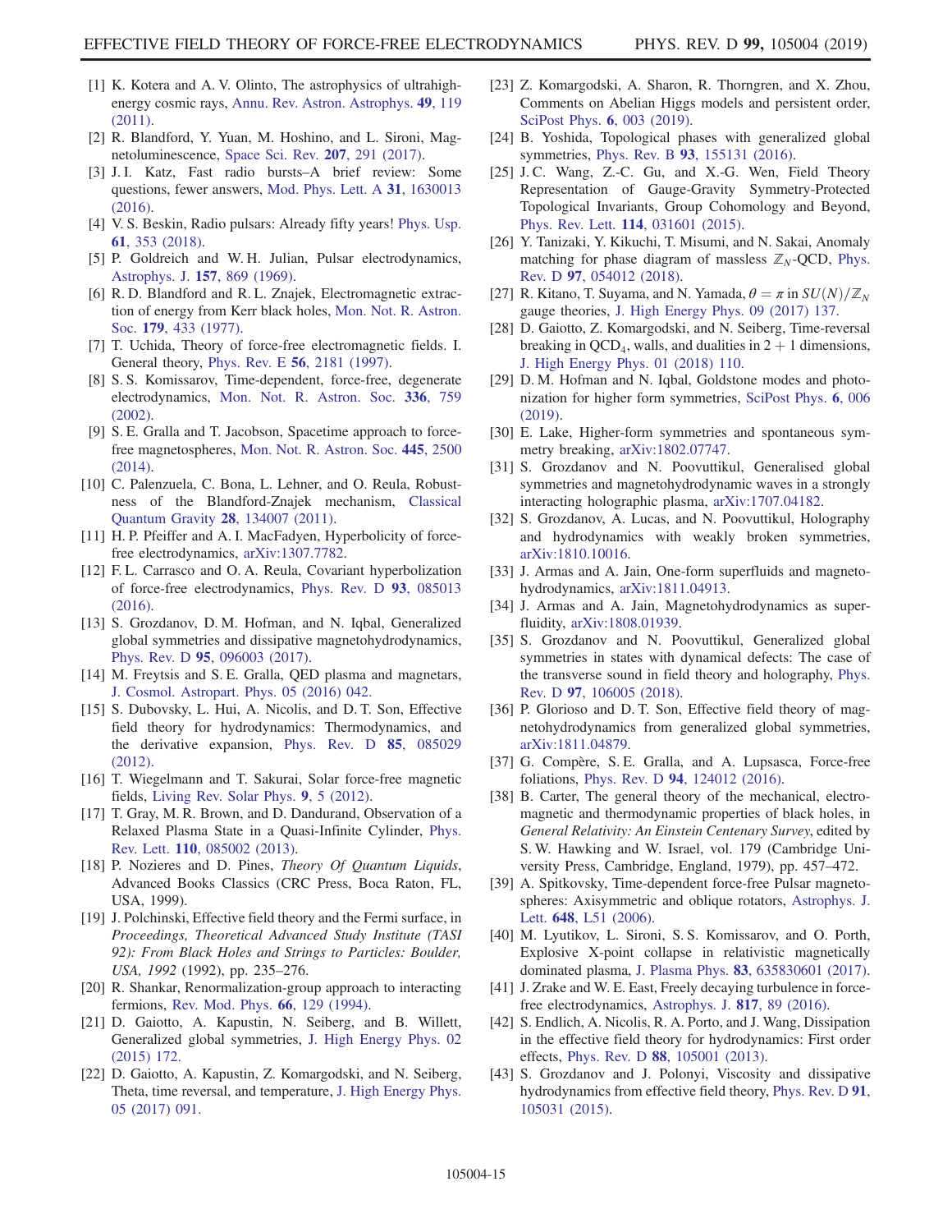[1] K. Kotera and A. V. Olinto, The astrophysics of ultrahigh-energy cosmic rays, Annu. Rev. Astron. Astrophys. **49**, 119 (2011).

[2] R. Blandford, Y. Yuan, M. Hoshino, and L. Sironi, Magnetoluminescence, Space Sci. Rev. **207**, 291 (2017).

[3] J. I. Katz, Fast radio bursts–A brief review: Some questions, fewer answers, Mod. Phys. Lett. A **31**, 1630013 (2016).

[4] V. S. Beskin, Radio pulsars: Already fifty years! Phys. Usp. **61**, 353 (2018).

[5] P. Goldreich and W. H. Julian, Pulsar electrodynamics, Astrophys. J. **157**, 869 (1969).

[6] R. D. Blandford and R. L. Znajek, Electromagnetic extraction of energy from Kerr black holes, Mon. Not. R. Astron. Soc. **179**, 433 (1977).

[7] T. Uchida, Theory of force-free electromagnetic fields. I. General theory, Phys. Rev. E **56**, 2181 (1997).

[8] S. S. Komissarov, Time-dependent, force-free, degenerate electrodynamics, Mon. Not. R. Astron. Soc. **336**, 759 (2002).

[9] S. E. Gralla and T. Jacobson, Spacetime approach to force-free magnetospheres, Mon. Not. R. Astron. Soc. **445**, 2500 (2014).

[10] C. Palenzuela, C. Bona, L. Lehner, and O. Reula, Robustness of the Blandford-Znajek mechanism, Classical Quantum Gravity **28**, 134007 (2011).

[11] H. P. Pfeiffer and A. I. MacFadyen, Hyperbolicity of force-free electrodynamics, arXiv:1307.7782.

[12] F. L. Carrasco and O. A. Reula, Covariant hyperbolization of force-free electrodynamics, Phys. Rev. D **93**, 085013 (2016).

[13] S. Grozdanov, D. M. Hofman, and N. Iqbal, Generalized global symmetries and dissipative magnetohydrodynamics, Phys. Rev. D **95**, 096003 (2017).

[14] M. Freytsis and S. E. Gralla, QED plasma and magnetars, J. Cosmol. Astropart. Phys. 05 (2016) 042.

[15] S. Dubovsky, L. Hui, A. Nicolis, and D. T. Son, Effective field theory for hydrodynamics: Thermodynamics, and the derivative expansion, Phys. Rev. D **85**, 085029 (2012).

[16] T. Wiegelmann and T. Sakurai, Solar force-free magnetic fields, Living Rev. Solar Phys. **9**, 5 (2012).

[17] T. Gray, M. R. Brown, and D. Dandurand, Observation of a Relaxed Plasma State in a Quasi-Infinite Cylinder, Phys. Rev. Lett. **110**, 085002 (2013).

[18] P. Nozieres and D. Pines, *Theory Of Quantum Liquids*, Advanced Books Classics (CRC Press, Boca Raton, FL, USA, 1999).

[19] J. Polchinski, Effective field theory and the Fermi surface, in *Proceedings, Theoretical Advanced Study Institute (TASI 92): From Black Holes and Strings to Particles: Boulder, USA, 1992* (1992), pp. 235–276.

[20] R. Shankar, Renormalization-group approach to interacting fermions, Rev. Mod. Phys. **66**, 129 (1994).

[21] D. Gaiotto, A. Kapustin, N. Seiberg, and B. Willett, Generalized global symmetries, J. High Energy Phys. 02 (2015) 172.

[22] D. Gaiotto, A. Kapustin, Z. Komargodski, and N. Seiberg, Theta, time reversal, and temperature, J. High Energy Phys. 05 (2017) 091.

[23] Z. Komargodski, A. Sharon, R. Thorngren, and X. Zhou, Comments on Abelian Higgs models and persistent order, SciPost Phys. **6**, 003 (2019).

[24] B. Yoshida, Topological phases with generalized global symmetries, Phys. Rev. B **93**, 155131 (2016).

[25] J. C. Wang, Z.-C. Gu, and X.-G. Wen, Field Theory Representation of Gauge-Gravity Symmetry-Protected Topological Invariants, Group Cohomology and Beyond, Phys. Rev. Lett. **114**, 031601 (2015).

[26] Y. Tanizaki, Y. Kikuchi, T. Misumi, and N. Sakai, Anomaly matching for phase diagram of massless $\mathbb{Z}_N$-QCD, Phys. Rev. D **97**, 054012 (2018).

[27] R. Kitano, T. Suyama, and N. Yamada, $\theta = \pi$ in $SU(N)/\mathbb{Z}_N$ gauge theories, J. High Energy Phys. 09 (2017) 137.

[28] D. Gaiotto, Z. Komargodski, and N. Seiberg, Time-reversal breaking in $\mathrm{QCD}_4$, walls, and dualities in $2+1$ dimensions, J. High Energy Phys. 01 (2018) 110.

[29] D. M. Hofman and N. Iqbal, Goldstone modes and photonization for higher form symmetries, SciPost Phys. **6**, 006 (2019).

[30] E. Lake, Higher-form symmetries and spontaneous symmetry breaking, arXiv:1802.07747.

[31] S. Grozdanov and N. Poovuttikul, Generalised global symmetries and magnetohydrodynamic waves in a strongly interacting holographic plasma, arXiv:1707.04182.

[32] S. Grozdanov, A. Lucas, and N. Poovuttikul, Holography and hydrodynamics with weakly broken symmetries, arXiv:1810.10016.

[33] J. Armas and A. Jain, One-form superfluids and magnetohydrodynamics, arXiv:1811.04913.

[34] J. Armas and A. Jain, Magnetohydrodynamics as superfluidity, arXiv:1808.01939.

[35] S. Grozdanov and N. Poovuttikul, Generalized global symmetries in states with dynamical defects: The case of the transverse sound in field theory and holography, Phys. Rev. D **97**, 106005 (2018).

[36] P. Glorioso and D. T. Son, Effective field theory of magnetohydrodynamics from generalized global symmetries, arXiv:1811.04879.

[37] G. Compère, S. E. Gralla, and A. Lupsasca, Force-free foliations, Phys. Rev. D **94**, 124012 (2016).

[38] B. Carter, The general theory of the mechanical, electromagnetic and thermodynamic properties of black holes, in *General Relativity: An Einstein Centenary Survey*, edited by S. W. Hawking and W. Israel, vol. 179 (Cambridge University Press, Cambridge, England, 1979), pp. 457–472.

[39] A. Spitkovsky, Time-dependent force-free Pulsar magnetospheres: Axisymmetric and oblique rotators, Astrophys. J. Lett. **648**, L51 (2006).

[40] M. Lyutikov, L. Sironi, S. S. Komissarov, and O. Porth, Explosive X-point collapse in relativistic magnetically dominated plasma, J. Plasma Phys. **83**, 635830601 (2017).

[41] J. Zrake and W. E. East, Freely decaying turbulence in force-free electrodynamics, Astrophys. J. **817**, 89 (2016).

[42] S. Endlich, A. Nicolis, R. A. Porto, and J. Wang, Dissipation in the effective field theory for hydrodynamics: First order effects, Phys. Rev. D **88**, 105001 (2013).

[43] S. Grozdanov and J. Polonyi, Viscosity and dissipative hydrodynamics from effective field theory, Phys. Rev. D **91**, 105031 (2015).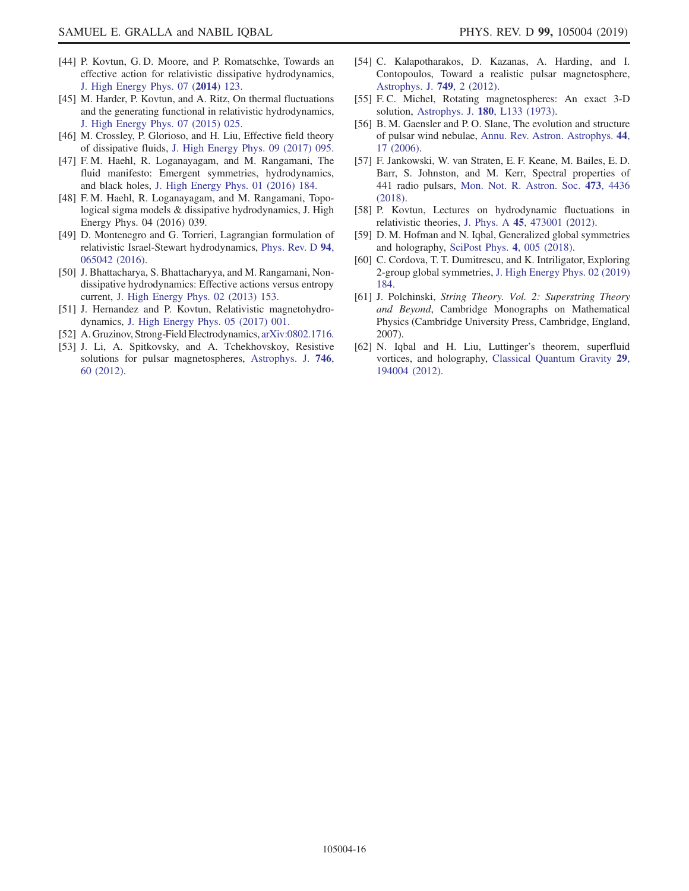[44] P. Kovtun, G. D. Moore, and P. Romatschke, Towards an effective action for relativistic dissipative hydrodynamics, J. High Energy Phys. 07 (**2014**) 123.

[45] M. Harder, P. Kovtun, and A. Ritz, On thermal fluctuations and the generating functional in relativistic hydrodynamics, J. High Energy Phys. 07 (2015) 025.

[46] M. Crossley, P. Glorioso, and H. Liu, Effective field theory of dissipative fluids, J. High Energy Phys. 09 (2017) 095.

[47] F. M. Haehl, R. Loganayagam, and M. Rangamani, The fluid manifesto: Emergent symmetries, hydrodynamics, and black holes, J. High Energy Phys. 01 (2016) 184.

[48] F. M. Haehl, R. Loganayagam, and M. Rangamani, Topological sigma models & dissipative hydrodynamics, J. High Energy Phys. 04 (2016) 039.

[49] D. Montenegro and G. Torrieri, Lagrangian formulation of relativistic Israel-Stewart hydrodynamics, Phys. Rev. D **94**, 065042 (2016).

[50] J. Bhattacharya, S. Bhattacharyya, and M. Rangamani, Non-dissipative hydrodynamics: Effective actions versus entropy current, J. High Energy Phys. 02 (2013) 153.

[51] J. Hernandez and P. Kovtun, Relativistic magnetohydrodynamics, J. High Energy Phys. 05 (2017) 001.

[52] A. Gruzinov, Strong-Field Electrodynamics, arXiv:0802.1716.

[53] J. Li, A. Spitkovsky, and A. Tchekhovskoy, Resistive solutions for pulsar magnetospheres, Astrophys. J. **746**, 60 (2012).

[54] C. Kalapotharakos, D. Kazanas, A. Harding, and I. Contopoulos, Toward a realistic pulsar magnetosphere, Astrophys. J. **749**, 2 (2012).

[55] F. C. Michel, Rotating magnetospheres: An exact 3-D solution, Astrophys. J. **180**, L133 (1973).

[56] B. M. Gaensler and P. O. Slane, The evolution and structure of pulsar wind nebulae, Annu. Rev. Astron. Astrophys. **44**, 17 (2006).

[57] F. Jankowski, W. van Straten, E. F. Keane, M. Bailes, E. D. Barr, S. Johnston, and M. Kerr, Spectral properties of 441 radio pulsars, Mon. Not. R. Astron. Soc. **473**, 4436 (2018).

[58] P. Kovtun, Lectures on hydrodynamic fluctuations in relativistic theories, J. Phys. A **45**, 473001 (2012).

[59] D. M. Hofman and N. Iqbal, Generalized global symmetries and holography, SciPost Phys. **4**, 005 (2018).

[60] C. Cordova, T. T. Dumitrescu, and K. Intriligator, Exploring 2-group global symmetries, J. High Energy Phys. 02 (2019) 184.

[61] J. Polchinski, *String Theory. Vol. 2: Superstring Theory and Beyond*, Cambridge Monographs on Mathematical Physics (Cambridge University Press, Cambridge, England, 2007).

[62] N. Iqbal and H. Liu, Luttinger's theorem, superfluid vortices, and holography, Classical Quantum Gravity **29**, 194004 (2012).